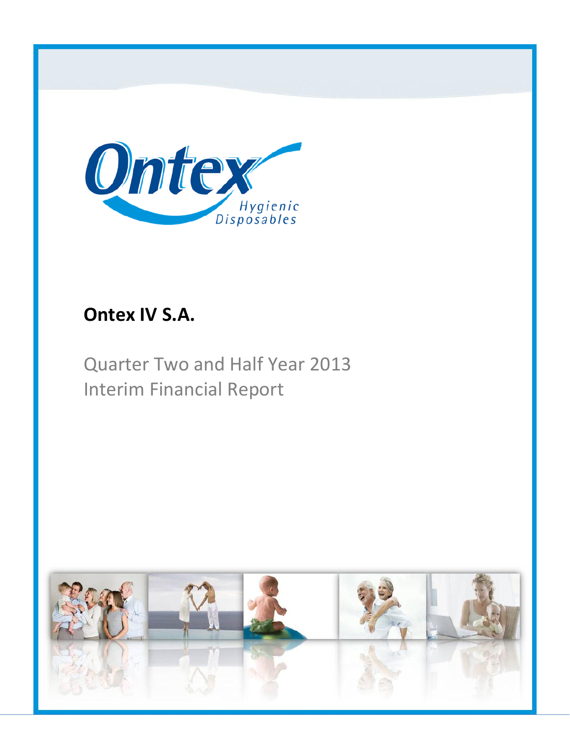Ontex

Hygienic Disposables

# Ontex IV S.A.

Quarter Two and Half Year 2013
Interim Financial Report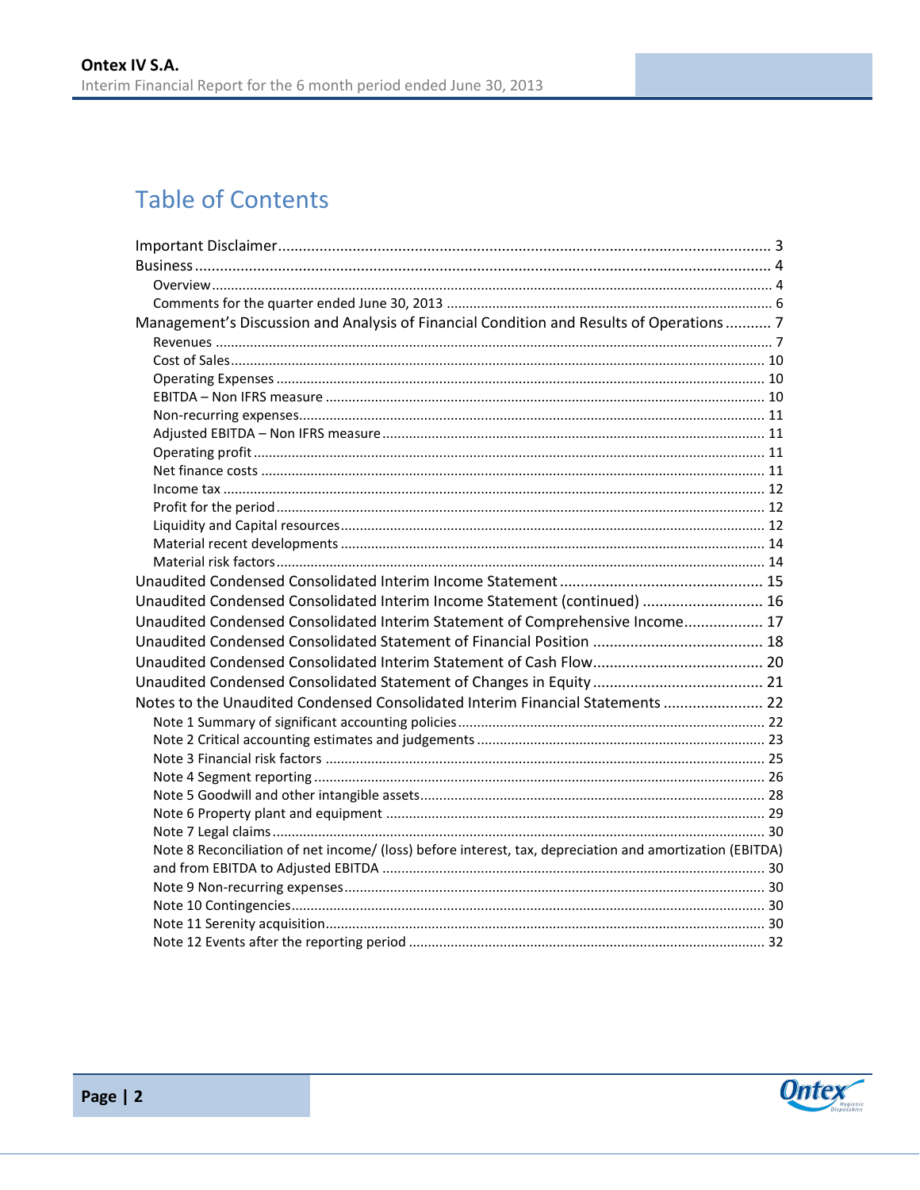# Table of Contents

- Important Disclaimer ..... 3
- Business ..... 4
  - Overview ..... 4
  - Comments for the quarter ended June 30, 2013 ..... 6
- Management's Discussion and Analysis of Financial Condition and Results of Operations ..... 7
  - Revenues ..... 7
  - Cost of Sales ..... 10
  - Operating Expenses ..... 10
  - EBITDA – Non IFRS measure ..... 10
  - Non-recurring expenses ..... 11
  - Adjusted EBITDA – Non IFRS measure ..... 11
  - Operating profit ..... 11
  - Net finance costs ..... 11
  - Income tax ..... 12
  - Profit for the period ..... 12
  - Liquidity and Capital resources ..... 12
  - Material recent developments ..... 14
  - Material risk factors ..... 14
- Unaudited Condensed Consolidated Interim Income Statement ..... 15
- Unaudited Condensed Consolidated Interim Income Statement (continued) ..... 16
- Unaudited Condensed Consolidated Interim Statement of Comprehensive Income ..... 17
- Unaudited Condensed Consolidated Statement of Financial Position ..... 18
- Unaudited Condensed Consolidated Interim Statement of Cash Flow ..... 20
- Unaudited Condensed Consolidated Statement of Changes in Equity ..... 21
- Notes to the Unaudited Condensed Consolidated Interim Financial Statements ..... 22
  - Note 1 Summary of significant accounting policies ..... 22
  - Note 2 Critical accounting estimates and judgements ..... 23
  - Note 3 Financial risk factors ..... 25
  - Note 4 Segment reporting ..... 26
  - Note 5 Goodwill and other intangible assets ..... 28
  - Note 6 Property plant and equipment ..... 29
  - Note 7 Legal claims ..... 30
  - Note 8 Reconciliation of net income/ (loss) before interest, tax, depreciation and amortization (EBITDA) and from EBITDA to Adjusted EBITDA ..... 30
  - Note 9 Non-recurring expenses ..... 30
  - Note 10 Contingencies ..... 30
  - Note 11 Serenity acquisition ..... 30
  - Note 12 Events after the reporting period ..... 32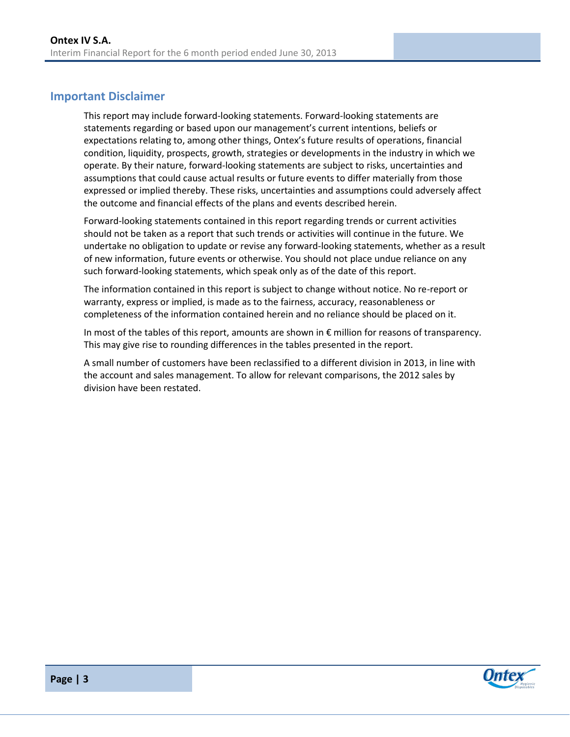## Important Disclaimer

This report may include forward-looking statements. Forward-looking statements are statements regarding or based upon our management's current intentions, beliefs or expectations relating to, among other things, Ontex's future results of operations, financial condition, liquidity, prospects, growth, strategies or developments in the industry in which we operate. By their nature, forward-looking statements are subject to risks, uncertainties and assumptions that could cause actual results or future events to differ materially from those expressed or implied thereby. These risks, uncertainties and assumptions could adversely affect the outcome and financial effects of the plans and events described herein.

Forward-looking statements contained in this report regarding trends or current activities should not be taken as a report that such trends or activities will continue in the future. We undertake no obligation to update or revise any forward-looking statements, whether as a result of new information, future events or otherwise. You should not place undue reliance on any such forward-looking statements, which speak only as of the date of this report.

The information contained in this report is subject to change without notice. No re-report or warranty, express or implied, is made as to the fairness, accuracy, reasonableness or completeness of the information contained herein and no reliance should be placed on it.

In most of the tables of this report, amounts are shown in € million for reasons of transparency. This may give rise to rounding differences in the tables presented in the report.

A small number of customers have been reclassified to a different division in 2013, in line with the account and sales management. To allow for relevant comparisons, the 2012 sales by division have been restated.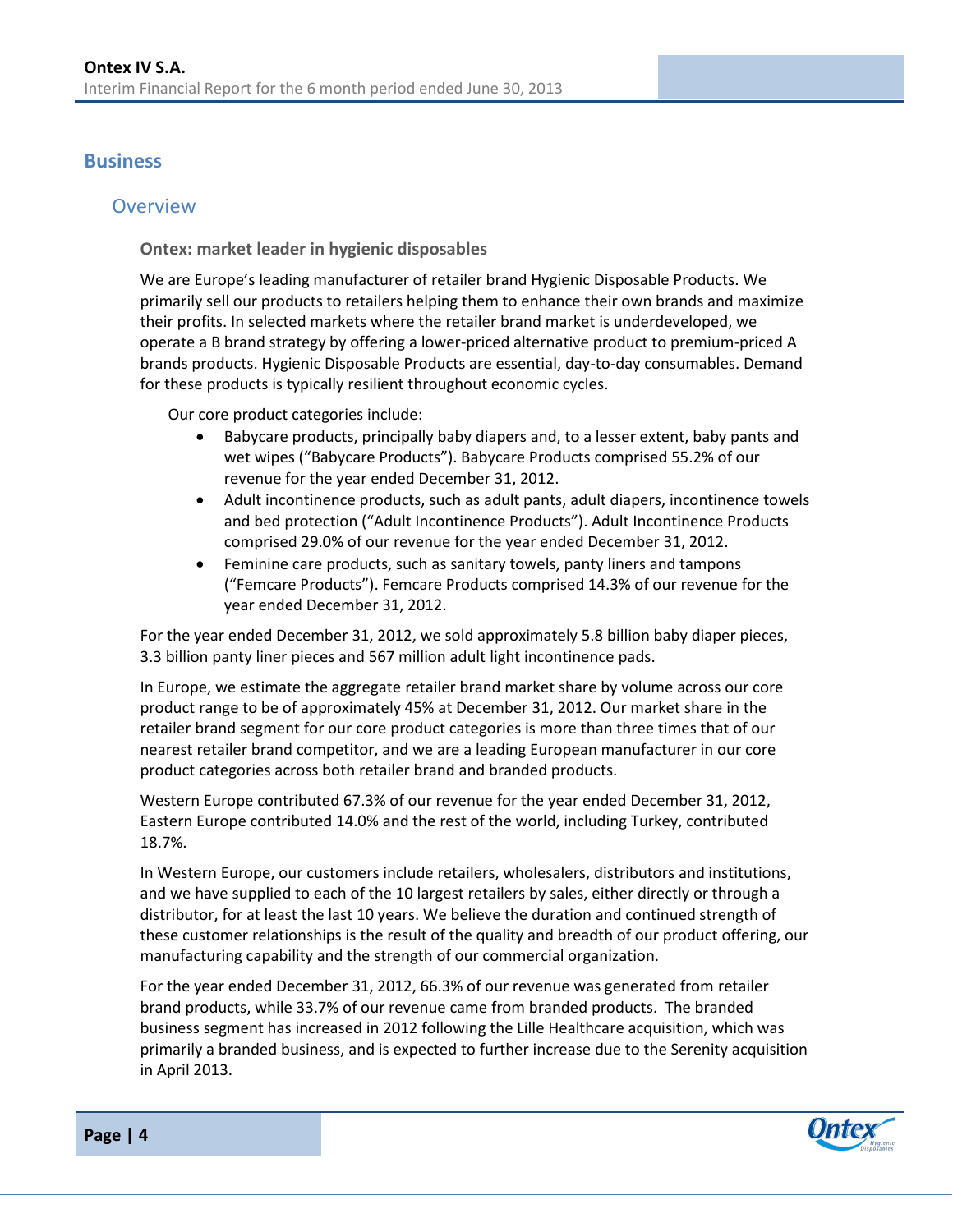# Business

## Overview

### Ontex: market leader in hygienic disposables

We are Europe's leading manufacturer of retailer brand Hygienic Disposable Products. We primarily sell our products to retailers helping them to enhance their own brands and maximize their profits. In selected markets where the retailer brand market is underdeveloped, we operate a B brand strategy by offering a lower-priced alternative product to premium-priced A brands products. Hygienic Disposable Products are essential, day-to-day consumables. Demand for these products is typically resilient throughout economic cycles.

Our core product categories include:

- Babycare products, principally baby diapers and, to a lesser extent, baby pants and wet wipes ("Babycare Products"). Babycare Products comprised 55.2% of our revenue for the year ended December 31, 2012.
- Adult incontinence products, such as adult pants, adult diapers, incontinence towels and bed protection ("Adult Incontinence Products"). Adult Incontinence Products comprised 29.0% of our revenue for the year ended December 31, 2012.
- Feminine care products, such as sanitary towels, panty liners and tampons ("Femcare Products"). Femcare Products comprised 14.3% of our revenue for the year ended December 31, 2012.

For the year ended December 31, 2012, we sold approximately 5.8 billion baby diaper pieces, 3.3 billion panty liner pieces and 567 million adult light incontinence pads.

In Europe, we estimate the aggregate retailer brand market share by volume across our core product range to be of approximately 45% at December 31, 2012. Our market share in the retailer brand segment for our core product categories is more than three times that of our nearest retailer brand competitor, and we are a leading European manufacturer in our core product categories across both retailer brand and branded products.

Western Europe contributed 67.3% of our revenue for the year ended December 31, 2012, Eastern Europe contributed 14.0% and the rest of the world, including Turkey, contributed 18.7%.

In Western Europe, our customers include retailers, wholesalers, distributors and institutions, and we have supplied to each of the 10 largest retailers by sales, either directly or through a distributor, for at least the last 10 years. We believe the duration and continued strength of these customer relationships is the result of the quality and breadth of our product offering, our manufacturing capability and the strength of our commercial organization.

For the year ended December 31, 2012, 66.3% of our revenue was generated from retailer brand products, while 33.7% of our revenue came from branded products. The branded business segment has increased in 2012 following the Lille Healthcare acquisition, which was primarily a branded business, and is expected to further increase due to the Serenity acquisition in April 2013.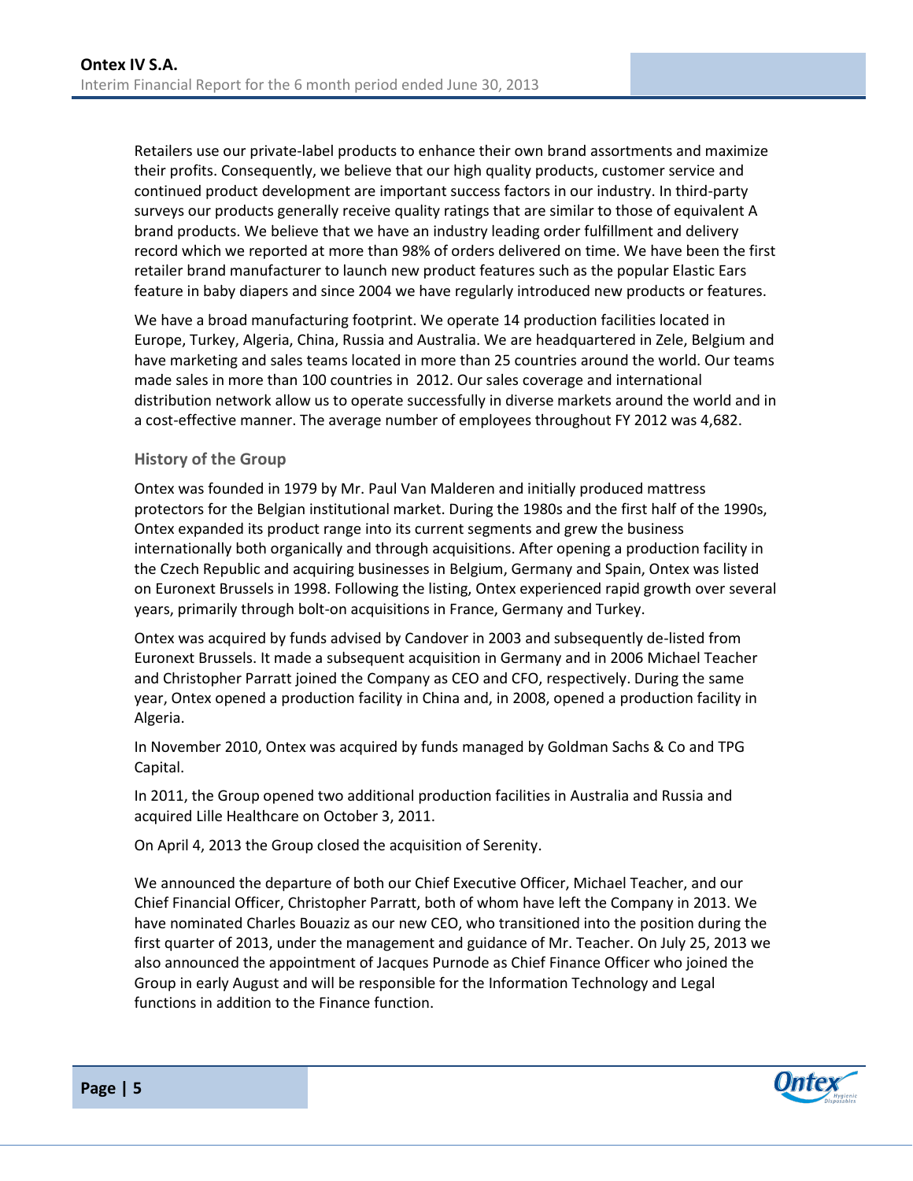Retailers use our private-label products to enhance their own brand assortments and maximize their profits. Consequently, we believe that our high quality products, customer service and continued product development are important success factors in our industry. In third-party surveys our products generally receive quality ratings that are similar to those of equivalent A brand products. We believe that we have an industry leading order fulfillment and delivery record which we reported at more than 98% of orders delivered on time. We have been the first retailer brand manufacturer to launch new product features such as the popular Elastic Ears feature in baby diapers and since 2004 we have regularly introduced new products or features.

We have a broad manufacturing footprint. We operate 14 production facilities located in Europe, Turkey, Algeria, China, Russia and Australia. We are headquartered in Zele, Belgium and have marketing and sales teams located in more than 25 countries around the world. Our teams made sales in more than 100 countries in 2012. Our sales coverage and international distribution network allow us to operate successfully in diverse markets around the world and in a cost-effective manner. The average number of employees throughout FY 2012 was 4,682.

### History of the Group

Ontex was founded in 1979 by Mr. Paul Van Malderen and initially produced mattress protectors for the Belgian institutional market. During the 1980s and the first half of the 1990s, Ontex expanded its product range into its current segments and grew the business internationally both organically and through acquisitions. After opening a production facility in the Czech Republic and acquiring businesses in Belgium, Germany and Spain, Ontex was listed on Euronext Brussels in 1998. Following the listing, Ontex experienced rapid growth over several years, primarily through bolt-on acquisitions in France, Germany and Turkey.

Ontex was acquired by funds advised by Candover in 2003 and subsequently de-listed from Euronext Brussels. It made a subsequent acquisition in Germany and in 2006 Michael Teacher and Christopher Parratt joined the Company as CEO and CFO, respectively. During the same year, Ontex opened a production facility in China and, in 2008, opened a production facility in Algeria.

In November 2010, Ontex was acquired by funds managed by Goldman Sachs & Co and TPG Capital.

In 2011, the Group opened two additional production facilities in Australia and Russia and acquired Lille Healthcare on October 3, 2011.

On April 4, 2013 the Group closed the acquisition of Serenity.

We announced the departure of both our Chief Executive Officer, Michael Teacher, and our Chief Financial Officer, Christopher Parratt, both of whom have left the Company in 2013. We have nominated Charles Bouaziz as our new CEO, who transitioned into the position during the first quarter of 2013, under the management and guidance of Mr. Teacher. On July 25, 2013 we also announced the appointment of Jacques Purnode as Chief Finance Officer who joined the Group in early August and will be responsible for the Information Technology and Legal functions in addition to the Finance function.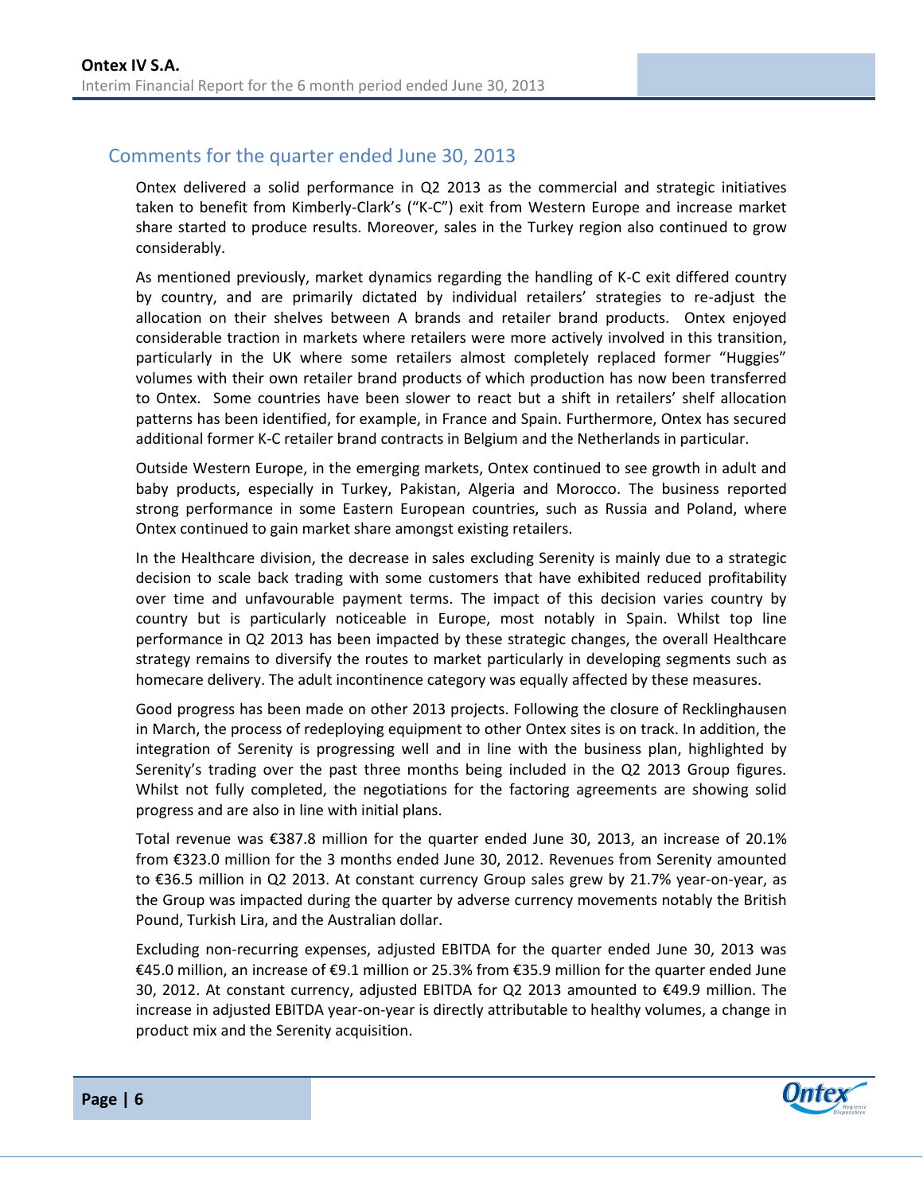## Comments for the quarter ended June 30, 2013

Ontex delivered a solid performance in Q2 2013 as the commercial and strategic initiatives taken to benefit from Kimberly-Clark's ("K-C") exit from Western Europe and increase market share started to produce results. Moreover, sales in the Turkey region also continued to grow considerably.

As mentioned previously, market dynamics regarding the handling of K-C exit differed country by country, and are primarily dictated by individual retailers' strategies to re-adjust the allocation on their shelves between A brands and retailer brand products. Ontex enjoyed considerable traction in markets where retailers were more actively involved in this transition, particularly in the UK where some retailers almost completely replaced former "Huggies" volumes with their own retailer brand products of which production has now been transferred to Ontex. Some countries have been slower to react but a shift in retailers' shelf allocation patterns has been identified, for example, in France and Spain. Furthermore, Ontex has secured additional former K-C retailer brand contracts in Belgium and the Netherlands in particular.

Outside Western Europe, in the emerging markets, Ontex continued to see growth in adult and baby products, especially in Turkey, Pakistan, Algeria and Morocco. The business reported strong performance in some Eastern European countries, such as Russia and Poland, where Ontex continued to gain market share amongst existing retailers.

In the Healthcare division, the decrease in sales excluding Serenity is mainly due to a strategic decision to scale back trading with some customers that have exhibited reduced profitability over time and unfavourable payment terms. The impact of this decision varies country by country but is particularly noticeable in Europe, most notably in Spain. Whilst top line performance in Q2 2013 has been impacted by these strategic changes, the overall Healthcare strategy remains to diversify the routes to market particularly in developing segments such as homecare delivery. The adult incontinence category was equally affected by these measures.

Good progress has been made on other 2013 projects. Following the closure of Recklinghausen in March, the process of redeploying equipment to other Ontex sites is on track. In addition, the integration of Serenity is progressing well and in line with the business plan, highlighted by Serenity's trading over the past three months being included in the Q2 2013 Group figures. Whilst not fully completed, the negotiations for the factoring agreements are showing solid progress and are also in line with initial plans.

Total revenue was €387.8 million for the quarter ended June 30, 2013, an increase of 20.1% from €323.0 million for the 3 months ended June 30, 2012. Revenues from Serenity amounted to €36.5 million in Q2 2013. At constant currency Group sales grew by 21.7% year-on-year, as the Group was impacted during the quarter by adverse currency movements notably the British Pound, Turkish Lira, and the Australian dollar.

Excluding non-recurring expenses, adjusted EBITDA for the quarter ended June 30, 2013 was €45.0 million, an increase of €9.1 million or 25.3% from €35.9 million for the quarter ended June 30, 2012. At constant currency, adjusted EBITDA for Q2 2013 amounted to €49.9 million. The increase in adjusted EBITDA year-on-year is directly attributable to healthy volumes, a change in product mix and the Serenity acquisition.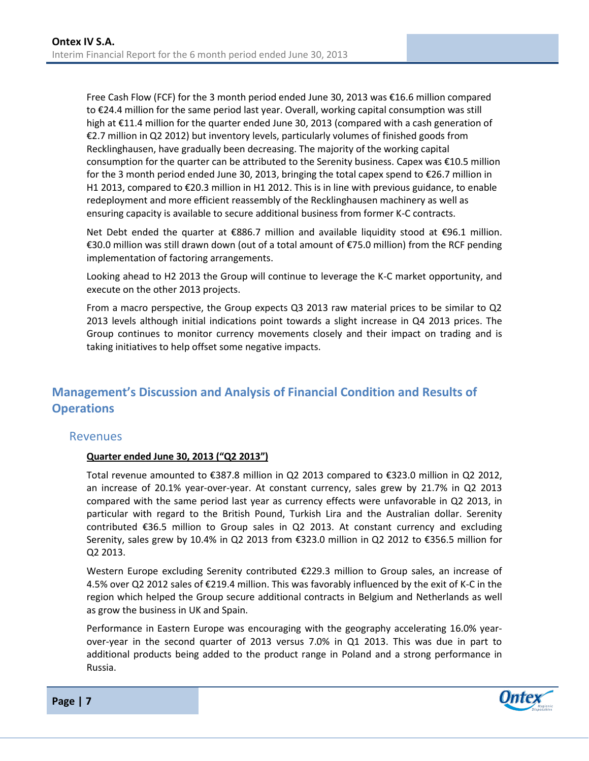Free Cash Flow (FCF) for the 3 month period ended June 30, 2013 was €16.6 million compared to €24.4 million for the same period last year. Overall, working capital consumption was still high at €11.4 million for the quarter ended June 30, 2013 (compared with a cash generation of €2.7 million in Q2 2012) but inventory levels, particularly volumes of finished goods from Recklinghausen, have gradually been decreasing. The majority of the working capital consumption for the quarter can be attributed to the Serenity business. Capex was €10.5 million for the 3 month period ended June 30, 2013, bringing the total capex spend to €26.7 million in H1 2013, compared to €20.3 million in H1 2012. This is in line with previous guidance, to enable redeployment and more efficient reassembly of the Recklinghausen machinery as well as ensuring capacity is available to secure additional business from former K-C contracts.

Net Debt ended the quarter at €886.7 million and available liquidity stood at €96.1 million. €30.0 million was still drawn down (out of a total amount of €75.0 million) from the RCF pending implementation of factoring arrangements.

Looking ahead to H2 2013 the Group will continue to leverage the K-C market opportunity, and execute on the other 2013 projects.

From a macro perspective, the Group expects Q3 2013 raw material prices to be similar to Q2 2013 levels although initial indications point towards a slight increase in Q4 2013 prices. The Group continues to monitor currency movements closely and their impact on trading and is taking initiatives to help offset some negative impacts.

## Management's Discussion and Analysis of Financial Condition and Results of Operations

### Revenues

**Quarter ended June 30, 2013 ("Q2 2013")**

Total revenue amounted to €387.8 million in Q2 2013 compared to €323.0 million in Q2 2012, an increase of 20.1% year-over-year. At constant currency, sales grew by 21.7% in Q2 2013 compared with the same period last year as currency effects were unfavorable in Q2 2013, in particular with regard to the British Pound, Turkish Lira and the Australian dollar. Serenity contributed €36.5 million to Group sales in Q2 2013. At constant currency and excluding Serenity, sales grew by 10.4% in Q2 2013 from €323.0 million in Q2 2012 to €356.5 million for Q2 2013.

Western Europe excluding Serenity contributed €229.3 million to Group sales, an increase of 4.5% over Q2 2012 sales of €219.4 million. This was favorably influenced by the exit of K-C in the region which helped the Group secure additional contracts in Belgium and Netherlands as well as grow the business in UK and Spain.

Performance in Eastern Europe was encouraging with the geography accelerating 16.0% year-over-year in the second quarter of 2013 versus 7.0% in Q1 2013. This was due in part to additional products being added to the product range in Poland and a strong performance in Russia.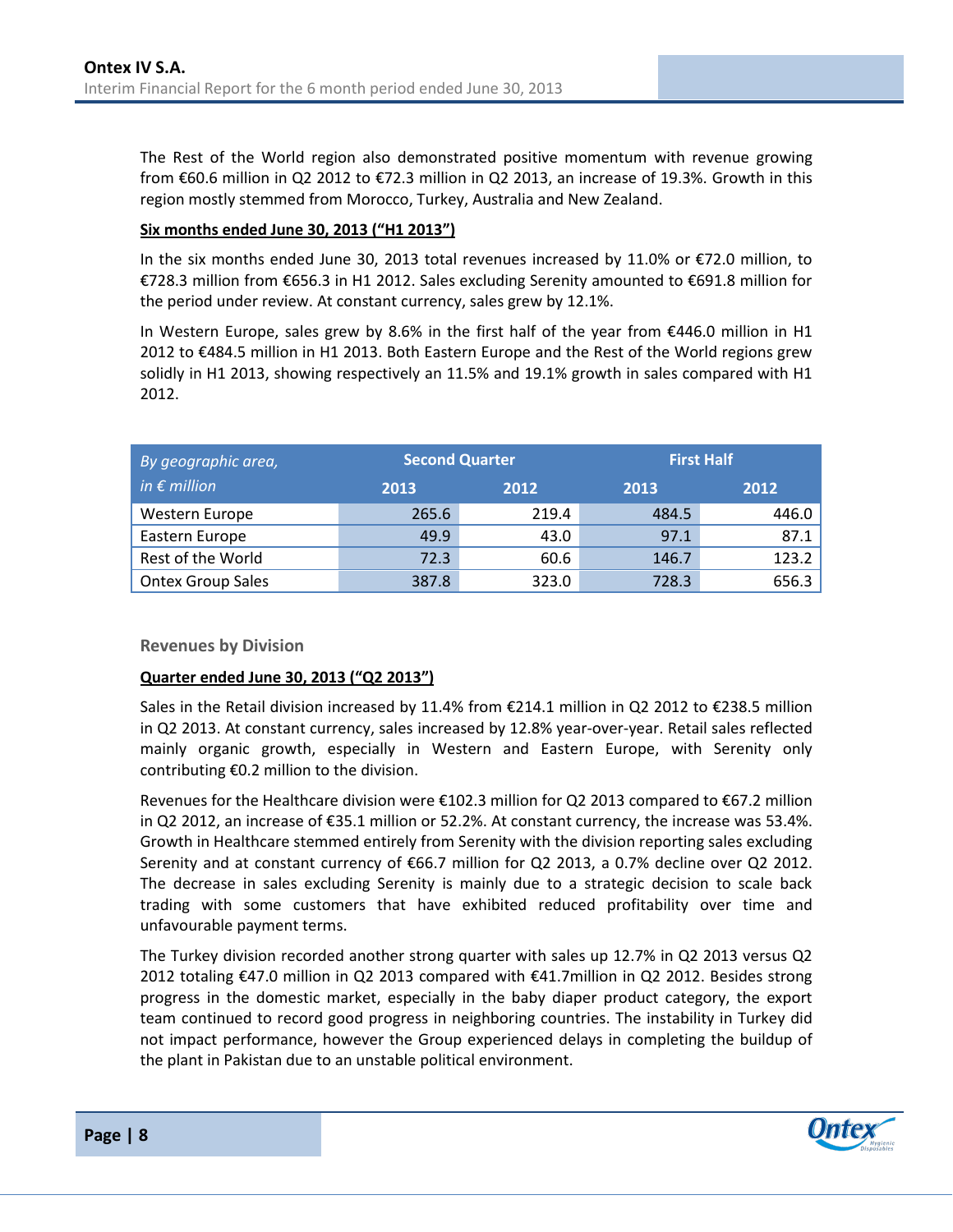The Rest of the World region also demonstrated positive momentum with revenue growing from €60.6 million in Q2 2012 to €72.3 million in Q2 2013, an increase of 19.3%. Growth in this region mostly stemmed from Morocco, Turkey, Australia and New Zealand.

**Six months ended June 30, 2013 ("H1 2013")**

In the six months ended June 30, 2013 total revenues increased by 11.0% or €72.0 million, to €728.3 million from €656.3 in H1 2012. Sales excluding Serenity amounted to €691.8 million for the period under review. At constant currency, sales grew by 12.1%.

In Western Europe, sales grew by 8.6% in the first half of the year from €446.0 million in H1 2012 to €484.5 million in H1 2013. Both Eastern Europe and the Rest of the World regions grew solidly in H1 2013, showing respectively an 11.5% and 19.1% growth in sales compared with H1 2012.

| *By geographic area, in € million* | Second Quarter | | First Half | |
|---|---|---|---|---|
| | 2013 | 2012 | 2013 | 2012 |
| Western Europe | 265.6 | 219.4 | 484.5 | 446.0 |
| Eastern Europe | 49.9 | 43.0 | 97.1 | 87.1 |
| Rest of the World | 72.3 | 60.6 | 146.7 | 123.2 |
| Ontex Group Sales | 387.8 | 323.0 | 728.3 | 656.3 |

### Revenues by Division

**Quarter ended June 30, 2013 ("Q2 2013")**

Sales in the Retail division increased by 11.4% from €214.1 million in Q2 2012 to €238.5 million in Q2 2013. At constant currency, sales increased by 12.8% year-over-year. Retail sales reflected mainly organic growth, especially in Western and Eastern Europe, with Serenity only contributing €0.2 million to the division.

Revenues for the Healthcare division were €102.3 million for Q2 2013 compared to €67.2 million in Q2 2012, an increase of €35.1 million or 52.2%. At constant currency, the increase was 53.4%. Growth in Healthcare stemmed entirely from Serenity with the division reporting sales excluding Serenity and at constant currency of €66.7 million for Q2 2013, a 0.7% decline over Q2 2012. The decrease in sales excluding Serenity is mainly due to a strategic decision to scale back trading with some customers that have exhibited reduced profitability over time and unfavourable payment terms.

The Turkey division recorded another strong quarter with sales up 12.7% in Q2 2013 versus Q2 2012 totaling €47.0 million in Q2 2013 compared with €41.7million in Q2 2012. Besides strong progress in the domestic market, especially in the baby diaper product category, the export team continued to record good progress in neighboring countries. The instability in Turkey did not impact performance, however the Group experienced delays in completing the buildup of the plant in Pakistan due to an unstable political environment.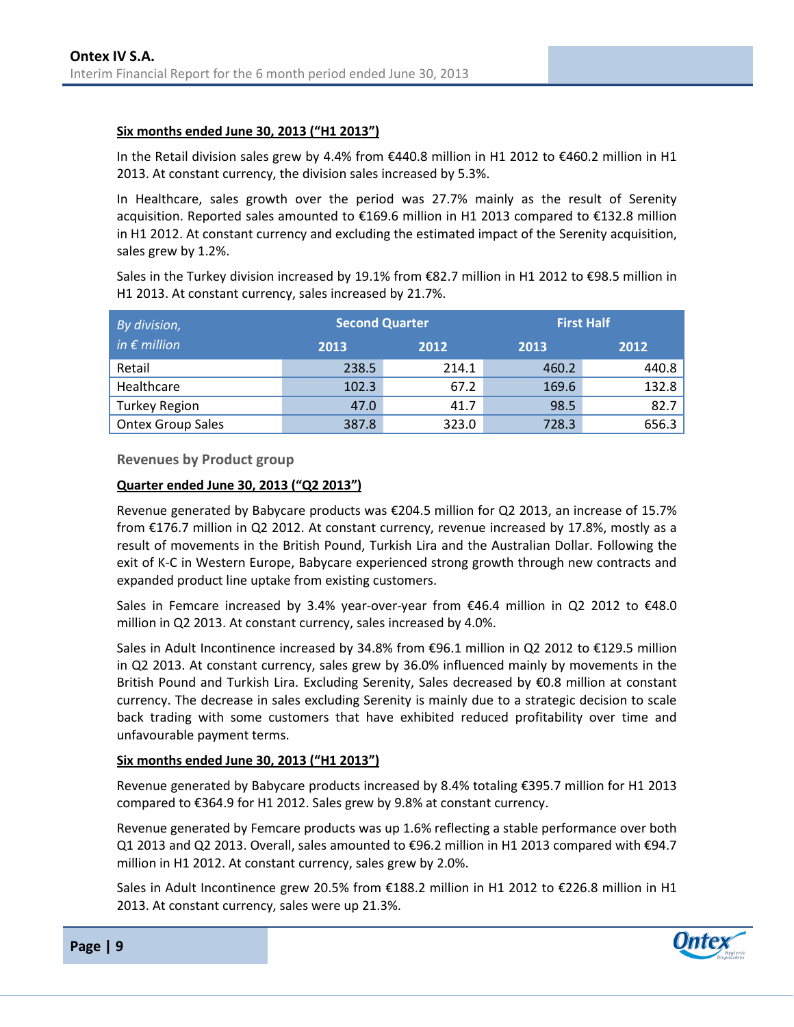**Six months ended June 30, 2013 ("H1 2013")**

In the Retail division sales grew by 4.4% from €440.8 million in H1 2012 to €460.2 million in H1 2013. At constant currency, the division sales increased by 5.3%.

In Healthcare, sales growth over the period was 27.7% mainly as the result of Serenity acquisition. Reported sales amounted to €169.6 million in H1 2013 compared to €132.8 million in H1 2012. At constant currency and excluding the estimated impact of the Serenity acquisition, sales grew by 1.2%.

Sales in the Turkey division increased by 19.1% from €82.7 million in H1 2012 to €98.5 million in H1 2013. At constant currency, sales increased by 21.7%.

| *By division, in € million* | Second Quarter | | First Half | |
|---|---|---|---|---|
| | 2013 | 2012 | 2013 | 2012 |
| Retail | 238.5 | 214.1 | 460.2 | 440.8 |
| Healthcare | 102.3 | 67.2 | 169.6 | 132.8 |
| Turkey Region | 47.0 | 41.7 | 98.5 | 82.7 |
| Ontex Group Sales | 387.8 | 323.0 | 728.3 | 656.3 |

### Revenues by Product group

**Quarter ended June 30, 2013 ("Q2 2013")**

Revenue generated by Babycare products was €204.5 million for Q2 2013, an increase of 15.7% from €176.7 million in Q2 2012. At constant currency, revenue increased by 17.8%, mostly as a result of movements in the British Pound, Turkish Lira and the Australian Dollar. Following the exit of K-C in Western Europe, Babycare experienced strong growth through new contracts and expanded product line uptake from existing customers.

Sales in Femcare increased by 3.4% year-over-year from €46.4 million in Q2 2012 to €48.0 million in Q2 2013. At constant currency, sales increased by 4.0%.

Sales in Adult Incontinence increased by 34.8% from €96.1 million in Q2 2012 to €129.5 million in Q2 2013. At constant currency, sales grew by 36.0% influenced mainly by movements in the British Pound and Turkish Lira. Excluding Serenity, Sales decreased by €0.8 million at constant currency. The decrease in sales excluding Serenity is mainly due to a strategic decision to scale back trading with some customers that have exhibited reduced profitability over time and unfavourable payment terms.

**Six months ended June 30, 2013 ("H1 2013")**

Revenue generated by Babycare products increased by 8.4% totaling €395.7 million for H1 2013 compared to €364.9 for H1 2012. Sales grew by 9.8% at constant currency.

Revenue generated by Femcare products was up 1.6% reflecting a stable performance over both Q1 2013 and Q2 2013. Overall, sales amounted to €96.2 million in H1 2013 compared with €94.7 million in H1 2012. At constant currency, sales grew by 2.0%.

Sales in Adult Incontinence grew 20.5% from €188.2 million in H1 2012 to €226.8 million in H1 2013. At constant currency, sales were up 21.3%.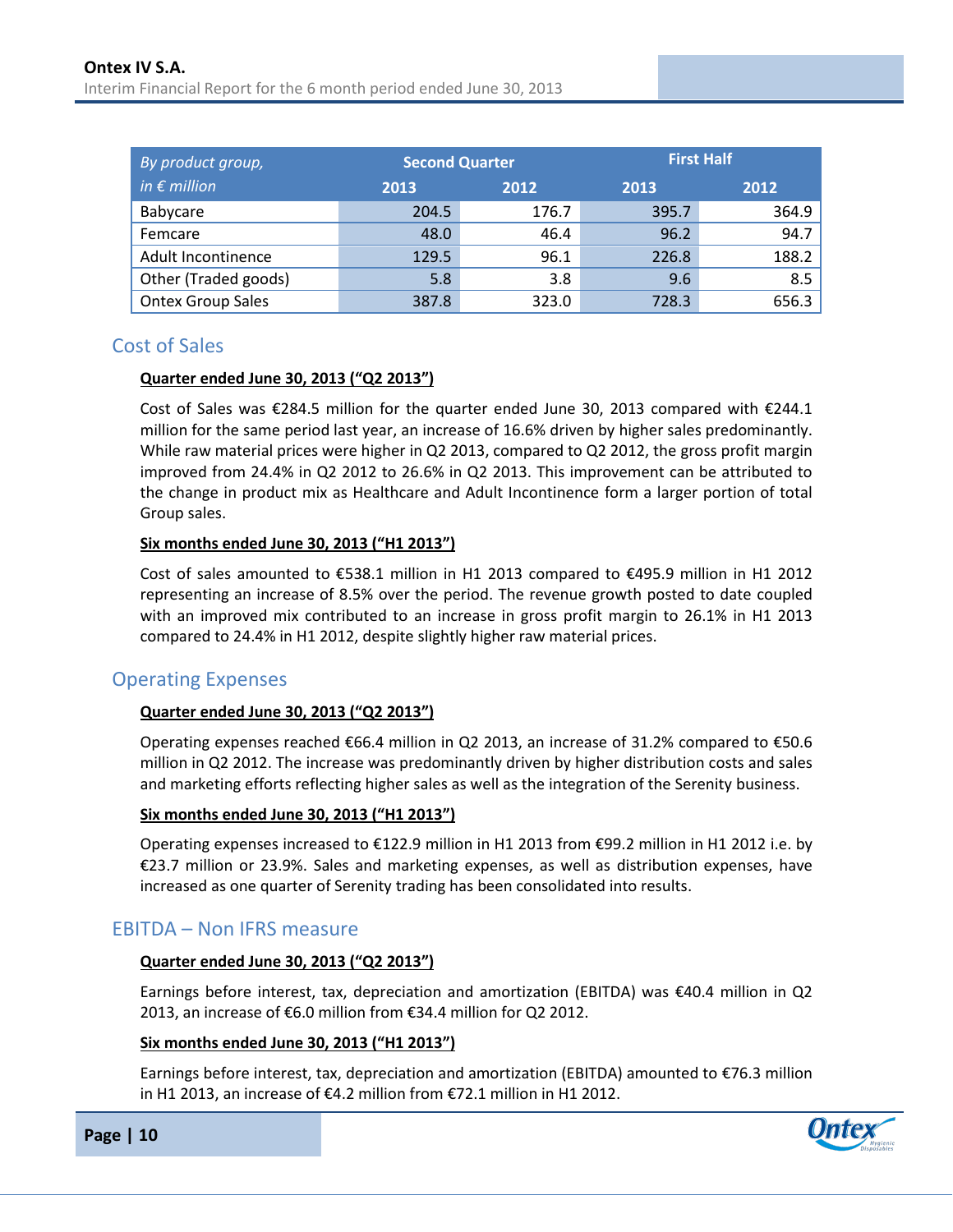| *By product group, in € million* | Second Quarter | | First Half | |
|---|---|---|---|---|
| | 2013 | 2012 | 2013 | 2012 |
| Babycare | 204.5 | 176.7 | 395.7 | 364.9 |
| Femcare | 48.0 | 46.4 | 96.2 | 94.7 |
| Adult Incontinence | 129.5 | 96.1 | 226.8 | 188.2 |
| Other (Traded goods) | 5.8 | 3.8 | 9.6 | 8.5 |
| Ontex Group Sales | 387.8 | 323.0 | 728.3 | 656.3 |

## Cost of Sales

**Quarter ended June 30, 2013 ("Q2 2013")**

Cost of Sales was €284.5 million for the quarter ended June 30, 2013 compared with €244.1 million for the same period last year, an increase of 16.6% driven by higher sales predominantly. While raw material prices were higher in Q2 2013, compared to Q2 2012, the gross profit margin improved from 24.4% in Q2 2012 to 26.6% in Q2 2013. This improvement can be attributed to the change in product mix as Healthcare and Adult Incontinence form a larger portion of total Group sales.

**Six months ended June 30, 2013 ("H1 2013")**

Cost of sales amounted to €538.1 million in H1 2013 compared to €495.9 million in H1 2012 representing an increase of 8.5% over the period. The revenue growth posted to date coupled with an improved mix contributed to an increase in gross profit margin to 26.1% in H1 2013 compared to 24.4% in H1 2012, despite slightly higher raw material prices.

## Operating Expenses

**Quarter ended June 30, 2013 ("Q2 2013")**

Operating expenses reached €66.4 million in Q2 2013, an increase of 31.2% compared to €50.6 million in Q2 2012. The increase was predominantly driven by higher distribution costs and sales and marketing efforts reflecting higher sales as well as the integration of the Serenity business.

**Six months ended June 30, 2013 ("H1 2013")**

Operating expenses increased to €122.9 million in H1 2013 from €99.2 million in H1 2012 i.e. by €23.7 million or 23.9%. Sales and marketing expenses, as well as distribution expenses, have increased as one quarter of Serenity trading has been consolidated into results.

## EBITDA – Non IFRS measure

**Quarter ended June 30, 2013 ("Q2 2013")**

Earnings before interest, tax, depreciation and amortization (EBITDA) was €40.4 million in Q2 2013, an increase of €6.0 million from €34.4 million for Q2 2012.

**Six months ended June 30, 2013 ("H1 2013")**

Earnings before interest, tax, depreciation and amortization (EBITDA) amounted to €76.3 million in H1 2013, an increase of €4.2 million from €72.1 million in H1 2012.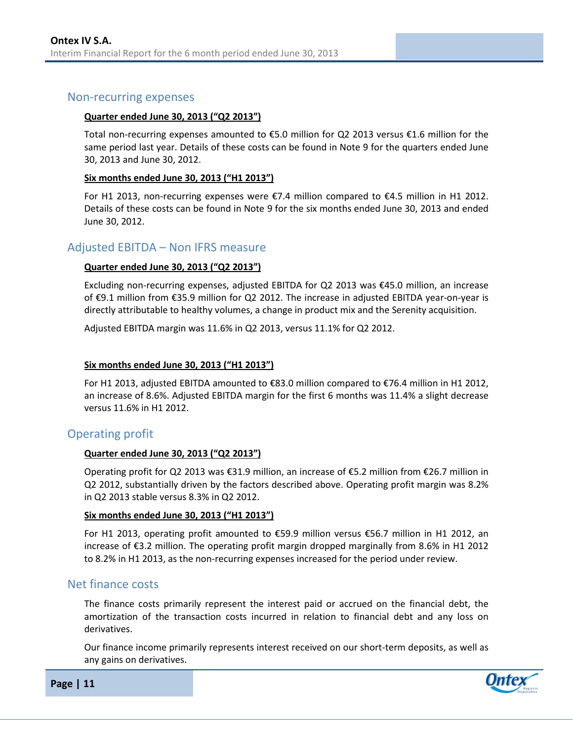## Non-recurring expenses

**Quarter ended June 30, 2013 ("Q2 2013")**

Total non-recurring expenses amounted to €5.0 million for Q2 2013 versus €1.6 million for the same period last year. Details of these costs can be found in Note 9 for the quarters ended June 30, 2013 and June 30, 2012.

**Six months ended June 30, 2013 ("H1 2013")**

For H1 2013, non-recurring expenses were €7.4 million compared to €4.5 million in H1 2012. Details of these costs can be found in Note 9 for the six months ended June 30, 2013 and ended June 30, 2012.

## Adjusted EBITDA – Non IFRS measure

**Quarter ended June 30, 2013 ("Q2 2013")**

Excluding non-recurring expenses, adjusted EBITDA for Q2 2013 was €45.0 million, an increase of €9.1 million from €35.9 million for Q2 2012. The increase in adjusted EBITDA year-on-year is directly attributable to healthy volumes, a change in product mix and the Serenity acquisition.

Adjusted EBITDA margin was 11.6% in Q2 2013, versus 11.1% for Q2 2012.

**Six months ended June 30, 2013 ("H1 2013")**

For H1 2013, adjusted EBITDA amounted to €83.0 million compared to €76.4 million in H1 2012, an increase of 8.6%. Adjusted EBITDA margin for the first 6 months was 11.4% a slight decrease versus 11.6% in H1 2012.

## Operating profit

**Quarter ended June 30, 2013 ("Q2 2013")**

Operating profit for Q2 2013 was €31.9 million, an increase of €5.2 million from €26.7 million in Q2 2012, substantially driven by the factors described above. Operating profit margin was 8.2% in Q2 2013 stable versus 8.3% in Q2 2012.

**Six months ended June 30, 2013 ("H1 2013")**

For H1 2013, operating profit amounted to €59.9 million versus €56.7 million in H1 2012, an increase of €3.2 million. The operating profit margin dropped marginally from 8.6% in H1 2012 to 8.2% in H1 2013, as the non-recurring expenses increased for the period under review.

## Net finance costs

The finance costs primarily represent the interest paid or accrued on the financial debt, the amortization of the transaction costs incurred in relation to financial debt and any loss on derivatives.

Our finance income primarily represents interest received on our short-term deposits, as well as any gains on derivatives.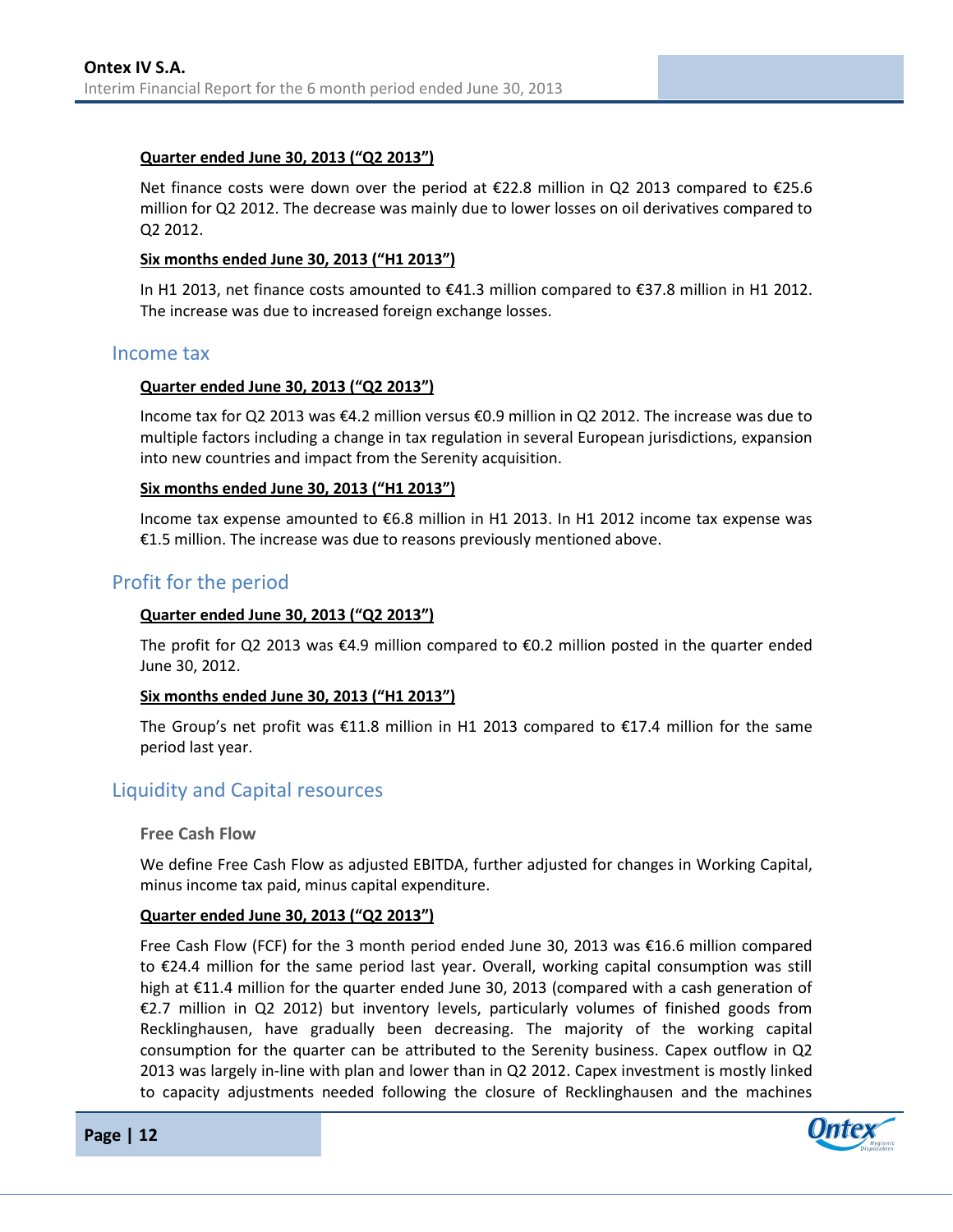**Quarter ended June 30, 2013 ("Q2 2013")**

Net finance costs were down over the period at €22.8 million in Q2 2013 compared to €25.6 million for Q2 2012. The decrease was mainly due to lower losses on oil derivatives compared to Q2 2012.

**Six months ended June 30, 2013 ("H1 2013")**

In H1 2013, net finance costs amounted to €41.3 million compared to €37.8 million in H1 2012. The increase was due to increased foreign exchange losses.

## Income tax

**Quarter ended June 30, 2013 ("Q2 2013")**

Income tax for Q2 2013 was €4.2 million versus €0.9 million in Q2 2012. The increase was due to multiple factors including a change in tax regulation in several European jurisdictions, expansion into new countries and impact from the Serenity acquisition.

**Six months ended June 30, 2013 ("H1 2013")**

Income tax expense amounted to €6.8 million in H1 2013. In H1 2012 income tax expense was €1.5 million. The increase was due to reasons previously mentioned above.

## Profit for the period

**Quarter ended June 30, 2013 ("Q2 2013")**

The profit for Q2 2013 was €4.9 million compared to €0.2 million posted in the quarter ended June 30, 2012.

**Six months ended June 30, 2013 ("H1 2013")**

The Group's net profit was €11.8 million in H1 2013 compared to €17.4 million for the same period last year.

## Liquidity and Capital resources

**Free Cash Flow**

We define Free Cash Flow as adjusted EBITDA, further adjusted for changes in Working Capital, minus income tax paid, minus capital expenditure.

**Quarter ended June 30, 2013 ("Q2 2013")**

Free Cash Flow (FCF) for the 3 month period ended June 30, 2013 was €16.6 million compared to €24.4 million for the same period last year. Overall, working capital consumption was still high at €11.4 million for the quarter ended June 30, 2013 (compared with a cash generation of €2.7 million in Q2 2012) but inventory levels, particularly volumes of finished goods from Recklinghausen, have gradually been decreasing. The majority of the working capital consumption for the quarter can be attributed to the Serenity business. Capex outflow in Q2 2013 was largely in-line with plan and lower than in Q2 2012. Capex investment is mostly linked to capacity adjustments needed following the closure of Recklinghausen and the machines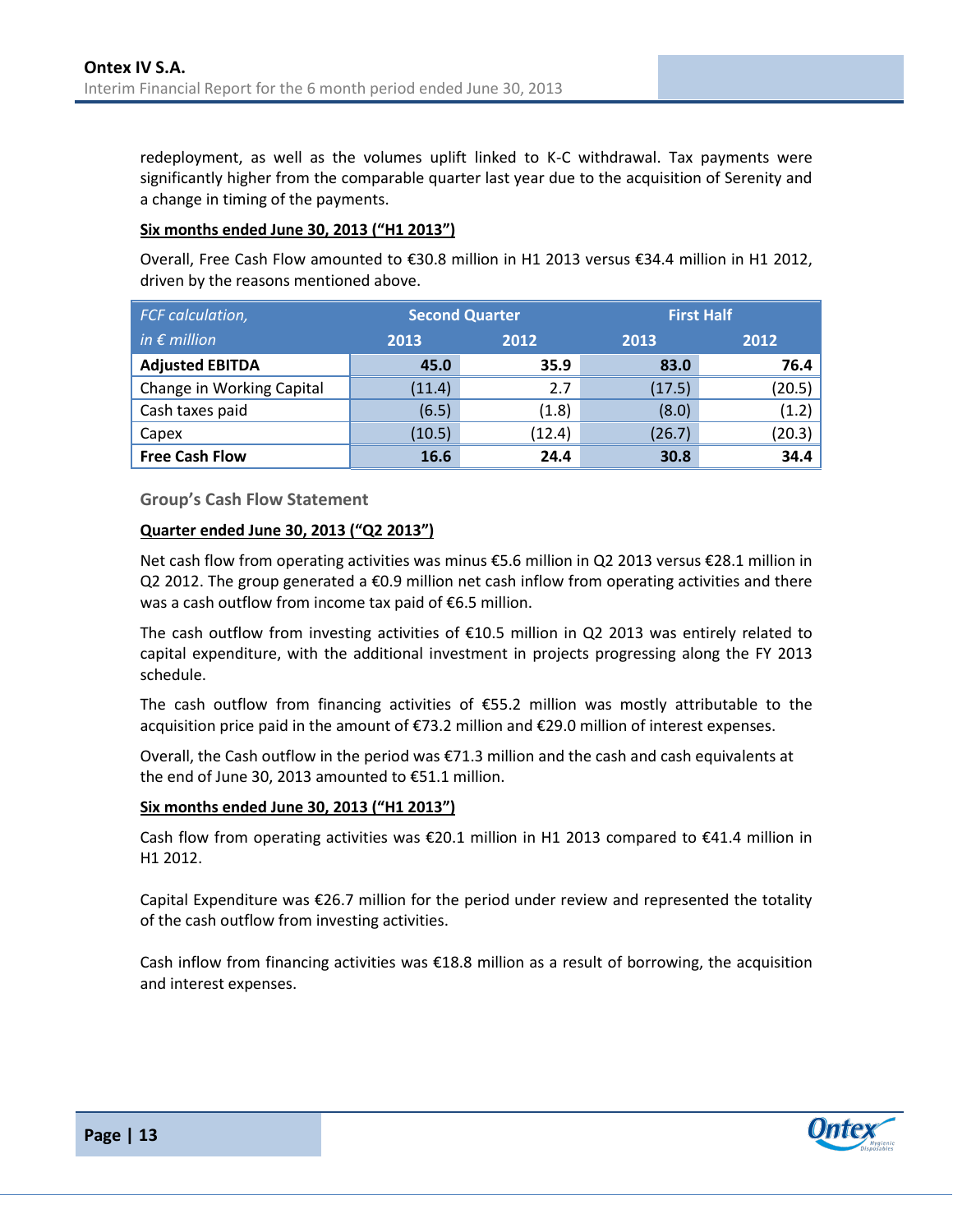redeployment, as well as the volumes uplift linked to K-C withdrawal. Tax payments were significantly higher from the comparable quarter last year due to the acquisition of Serenity and a change in timing of the payments.

**Six months ended June 30, 2013 ("H1 2013")**

Overall, Free Cash Flow amounted to €30.8 million in H1 2013 versus €34.4 million in H1 2012, driven by the reasons mentioned above.

| *FCF calculation,* | Second Quarter | | First Half | |
|---|---|---|---|---|
| *in € million* | 2013 | 2012 | 2013 | 2012 |
| **Adjusted EBITDA** | **45.0** | **35.9** | **83.0** | **76.4** |
| Change in Working Capital | (11.4) | 2.7 | (17.5) | (20.5) |
| Cash taxes paid | (6.5) | (1.8) | (8.0) | (1.2) |
| Capex | (10.5) | (12.4) | (26.7) | (20.3) |
| **Free Cash Flow** | **16.6** | **24.4** | **30.8** | **34.4** |

### Group's Cash Flow Statement

**Quarter ended June 30, 2013 ("Q2 2013")**

Net cash flow from operating activities was minus €5.6 million in Q2 2013 versus €28.1 million in Q2 2012. The group generated a €0.9 million net cash inflow from operating activities and there was a cash outflow from income tax paid of €6.5 million.

The cash outflow from investing activities of €10.5 million in Q2 2013 was entirely related to capital expenditure, with the additional investment in projects progressing along the FY 2013 schedule.

The cash outflow from financing activities of €55.2 million was mostly attributable to the acquisition price paid in the amount of €73.2 million and €29.0 million of interest expenses.

Overall, the Cash outflow in the period was €71.3 million and the cash and cash equivalents at the end of June 30, 2013 amounted to €51.1 million.

**Six months ended June 30, 2013 ("H1 2013")**

Cash flow from operating activities was €20.1 million in H1 2013 compared to €41.4 million in H1 2012.

Capital Expenditure was €26.7 million for the period under review and represented the totality of the cash outflow from investing activities.

Cash inflow from financing activities was €18.8 million as a result of borrowing, the acquisition and interest expenses.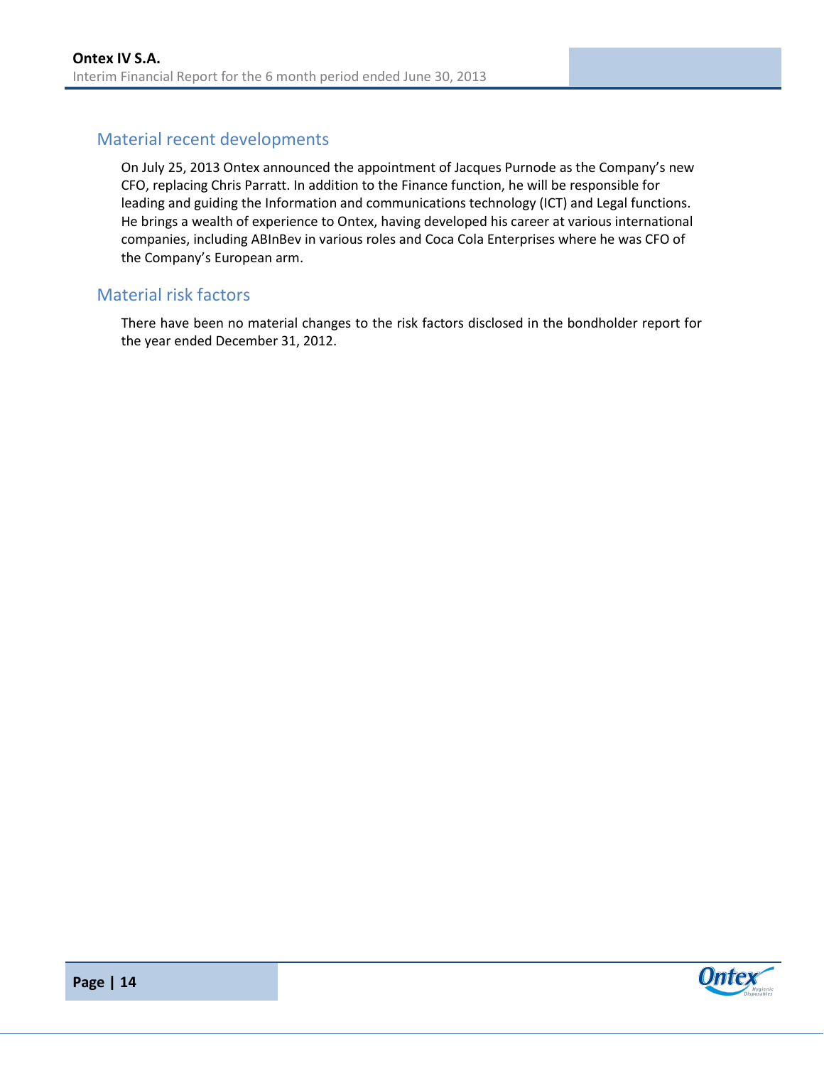## Material recent developments

On July 25, 2013 Ontex announced the appointment of Jacques Purnode as the Company's new CFO, replacing Chris Parratt. In addition to the Finance function, he will be responsible for leading and guiding the Information and communications technology (ICT) and Legal functions. He brings a wealth of experience to Ontex, having developed his career at various international companies, including ABInBev in various roles and Coca Cola Enterprises where he was CFO of the Company's European arm.

## Material risk factors

There have been no material changes to the risk factors disclosed in the bondholder report for the year ended December 31, 2012.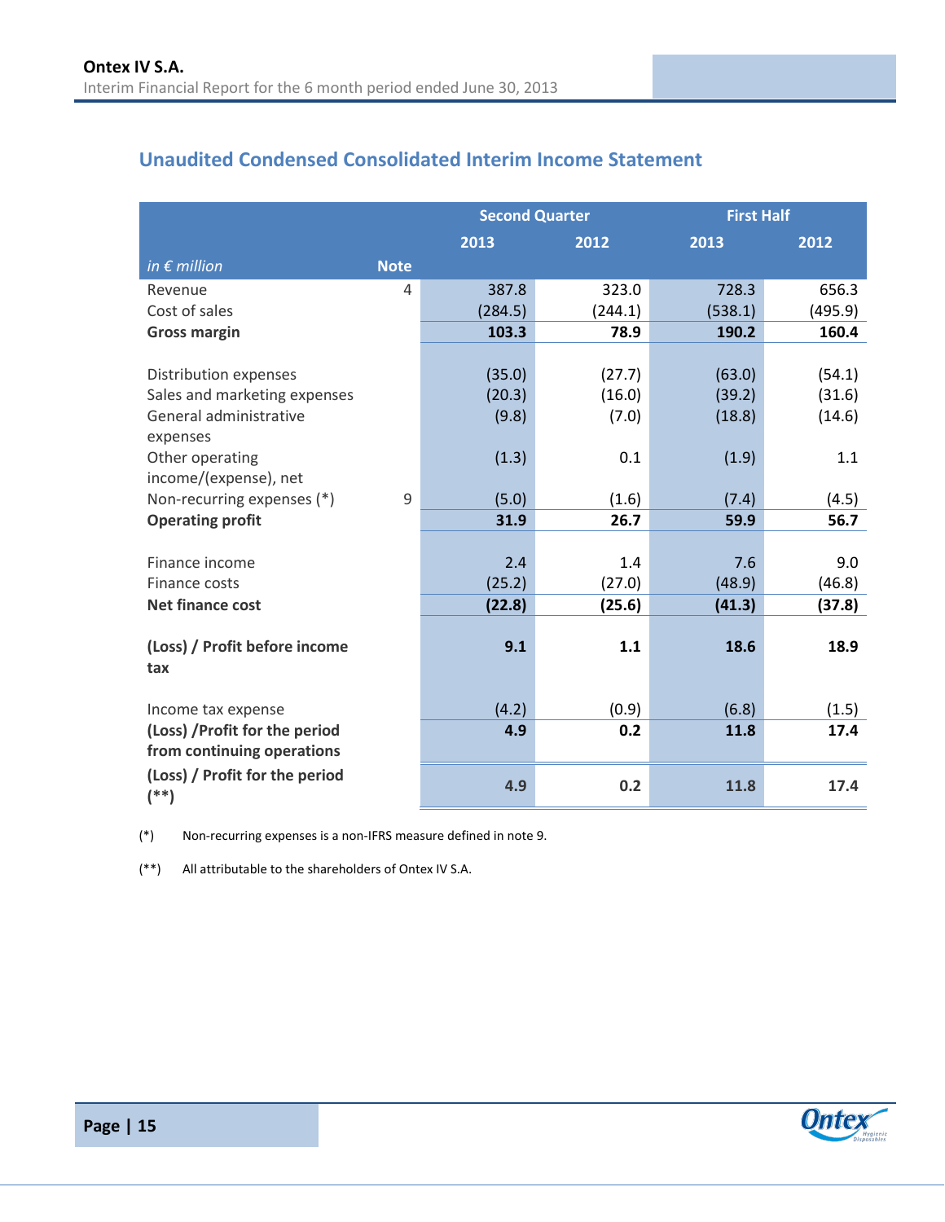## Unaudited Condensed Consolidated Interim Income Statement

| | | Second Quarter | | First Half | |
|---|---|---|---|---|---|
| | | 2013 | 2012 | 2013 | 2012 |
| *in € million* | Note | | | | |
| Revenue | 4 | 387.8 | 323.0 | 728.3 | 656.3 |
| Cost of sales | | (284.5) | (244.1) | (538.1) | (495.9) |
| **Gross margin** | | **103.3** | **78.9** | **190.2** | **160.4** |
| Distribution expenses | | (35.0) | (27.7) | (63.0) | (54.1) |
| Sales and marketing expenses | | (20.3) | (16.0) | (39.2) | (31.6) |
| General administrative expenses | | (9.8) | (7.0) | (18.8) | (14.6) |
| Other operating income/(expense), net | | (1.3) | 0.1 | (1.9) | 1.1 |
| Non-recurring expenses (*) | 9 | (5.0) | (1.6) | (7.4) | (4.5) |
| **Operating profit** | | **31.9** | **26.7** | **59.9** | **56.7** |
| Finance income | | 2.4 | 1.4 | 7.6 | 9.0 |
| Finance costs | | (25.2) | (27.0) | (48.9) | (46.8) |
| **Net finance cost** | | **(22.8)** | **(25.6)** | **(41.3)** | **(37.8)** |
| **(Loss) / Profit before income tax** | | **9.1** | **1.1** | **18.6** | **18.9** |
| Income tax expense | | (4.2) | (0.9) | (6.8) | (1.5) |
| **(Loss) /Profit for the period from continuing operations** | | **4.9** | **0.2** | **11.8** | **17.4** |
| **(Loss) / Profit for the period (**)** | | **4.9** | **0.2** | **11.8** | **17.4** |

(*) Non-recurring expenses is a non-IFRS measure defined in note 9.

(**) All attributable to the shareholders of Ontex IV S.A.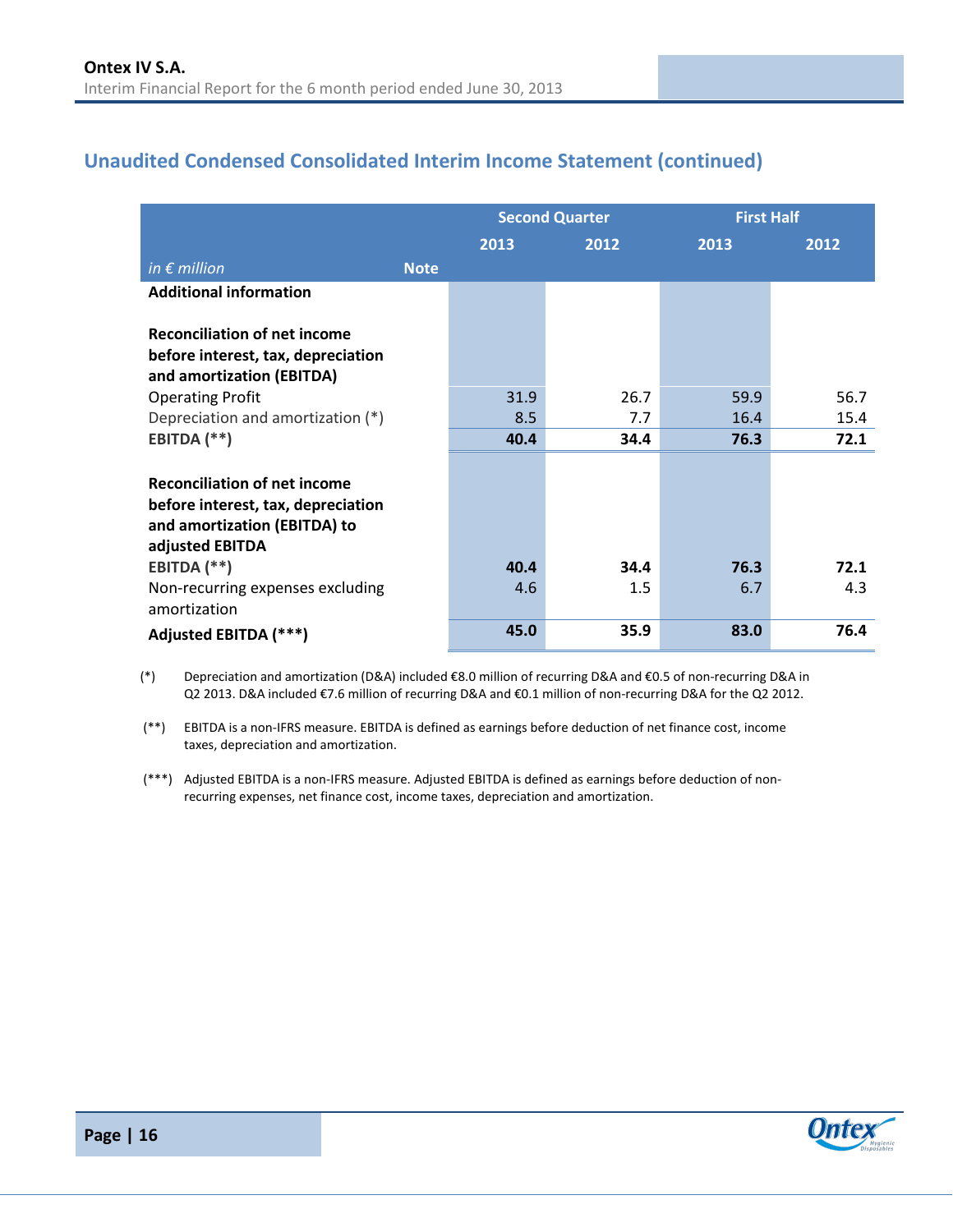## Unaudited Condensed Consolidated Interim Income Statement (continued)

| | | Second Quarter | | First Half | |
|---|---|---|---|---|---|
| | | 2013 | 2012 | 2013 | 2012 |
| *in € million* | Note | | | | |
| **Additional information** | | | | | |
| **Reconciliation of net income before interest, tax, depreciation and amortization (EBITDA)** | | | | | |
| Operating Profit | | 31.9 | 26.7 | 59.9 | 56.7 |
| Depreciation and amortization (*) | | 8.5 | 7.7 | 16.4 | 15.4 |
| **EBITDA (**)** | | **40.4** | **34.4** | **76.3** | **72.1** |
| **Reconciliation of net income before interest, tax, depreciation and amortization (EBITDA) to adjusted EBITDA** | | | | | |
| **EBITDA (**)** | | **40.4** | **34.4** | **76.3** | **72.1** |
| Non-recurring expenses excluding amortization | | 4.6 | 1.5 | 6.7 | 4.3 |
| **Adjusted EBITDA (***)** | | **45.0** | **35.9** | **83.0** | **76.4** |

(*) Depreciation and amortization (D&A) included €8.0 million of recurring D&A and €0.5 of non-recurring D&A in Q2 2013. D&A included €7.6 million of recurring D&A and €0.1 million of non-recurring D&A for the Q2 2012.

(**) EBITDA is a non-IFRS measure. EBITDA is defined as earnings before deduction of net finance cost, income taxes, depreciation and amortization.

(***) Adjusted EBITDA is a non-IFRS measure. Adjusted EBITDA is defined as earnings before deduction of non-recurring expenses, net finance cost, income taxes, depreciation and amortization.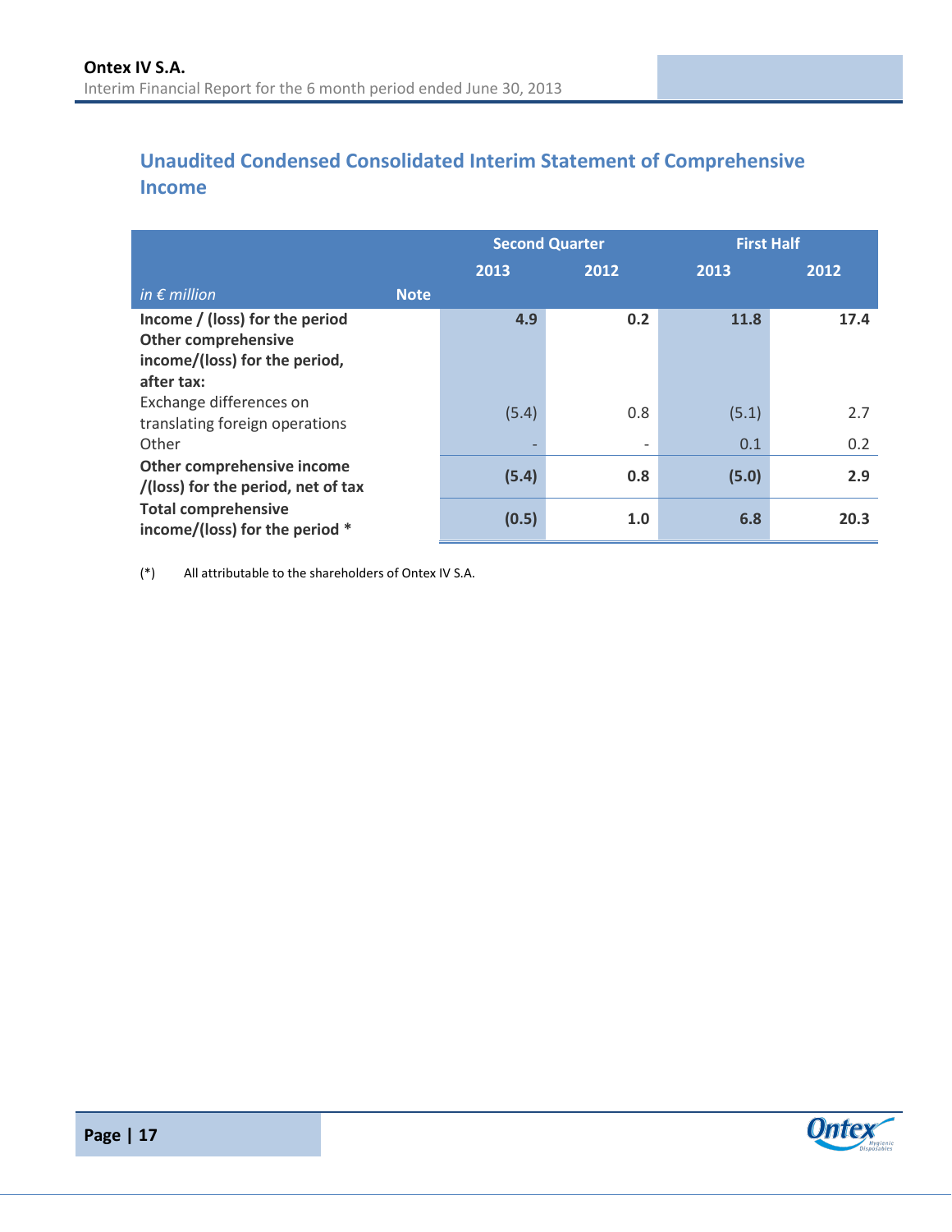## Unaudited Condensed Consolidated Interim Statement of Comprehensive Income

| | | Second Quarter | | First Half | |
|---|---|---|---|---|---|
| | | 2013 | 2012 | 2013 | 2012 |
| *in € million* | **Note** | | | | |
| **Income / (loss) for the period** | | **4.9** | **0.2** | **11.8** | **17.4** |
| **Other comprehensive income/(loss) for the period, after tax:** | | | | | |
| Exchange differences on translating foreign operations | | (5.4) | 0.8 | (5.1) | 2.7 |
| Other | | - | - | 0.1 | 0.2 |
| **Other comprehensive income /(loss) for the period, net of tax** | | **(5.4)** | **0.8** | **(5.0)** | **2.9** |
| **Total comprehensive income/(loss) for the period \*** | | **(0.5)** | **1.0** | **6.8** | **20.3** |

(*) All attributable to the shareholders of Ontex IV S.A.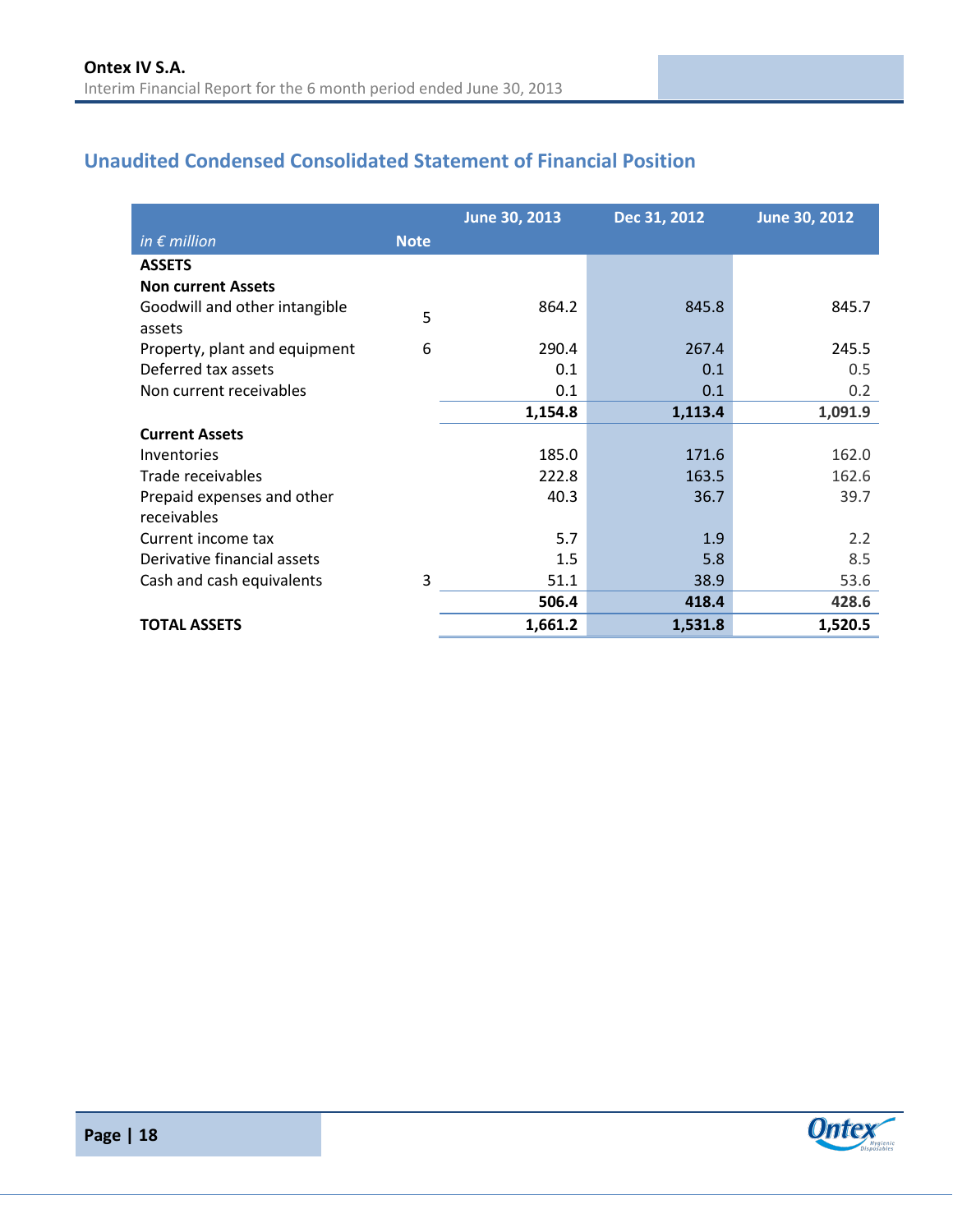## Unaudited Condensed Consolidated Statement of Financial Position

| *in € million* | Note | June 30, 2013 | Dec 31, 2012 | June 30, 2012 |
|---|---|---|---|---|
| **ASSETS** | | | | |
| **Non current Assets** | | | | |
| Goodwill and other intangible assets | 5 | 864.2 | 845.8 | 845.7 |
| Property, plant and equipment | 6 | 290.4 | 267.4 | 245.5 |
| Deferred tax assets | | 0.1 | 0.1 | 0.5 |
| Non current receivables | | 0.1 | 0.1 | 0.2 |
| | | **1,154.8** | **1,113.4** | **1,091.9** |
| **Current Assets** | | | | |
| Inventories | | 185.0 | 171.6 | 162.0 |
| Trade receivables | | 222.8 | 163.5 | 162.6 |
| Prepaid expenses and other receivables | | 40.3 | 36.7 | 39.7 |
| Current income tax | | 5.7 | 1.9 | 2.2 |
| Derivative financial assets | | 1.5 | 5.8 | 8.5 |
| Cash and cash equivalents | 3 | 51.1 | 38.9 | 53.6 |
| | | **506.4** | **418.4** | **428.6** |
| **TOTAL ASSETS** | | **1,661.2** | **1,531.8** | **1,520.5** |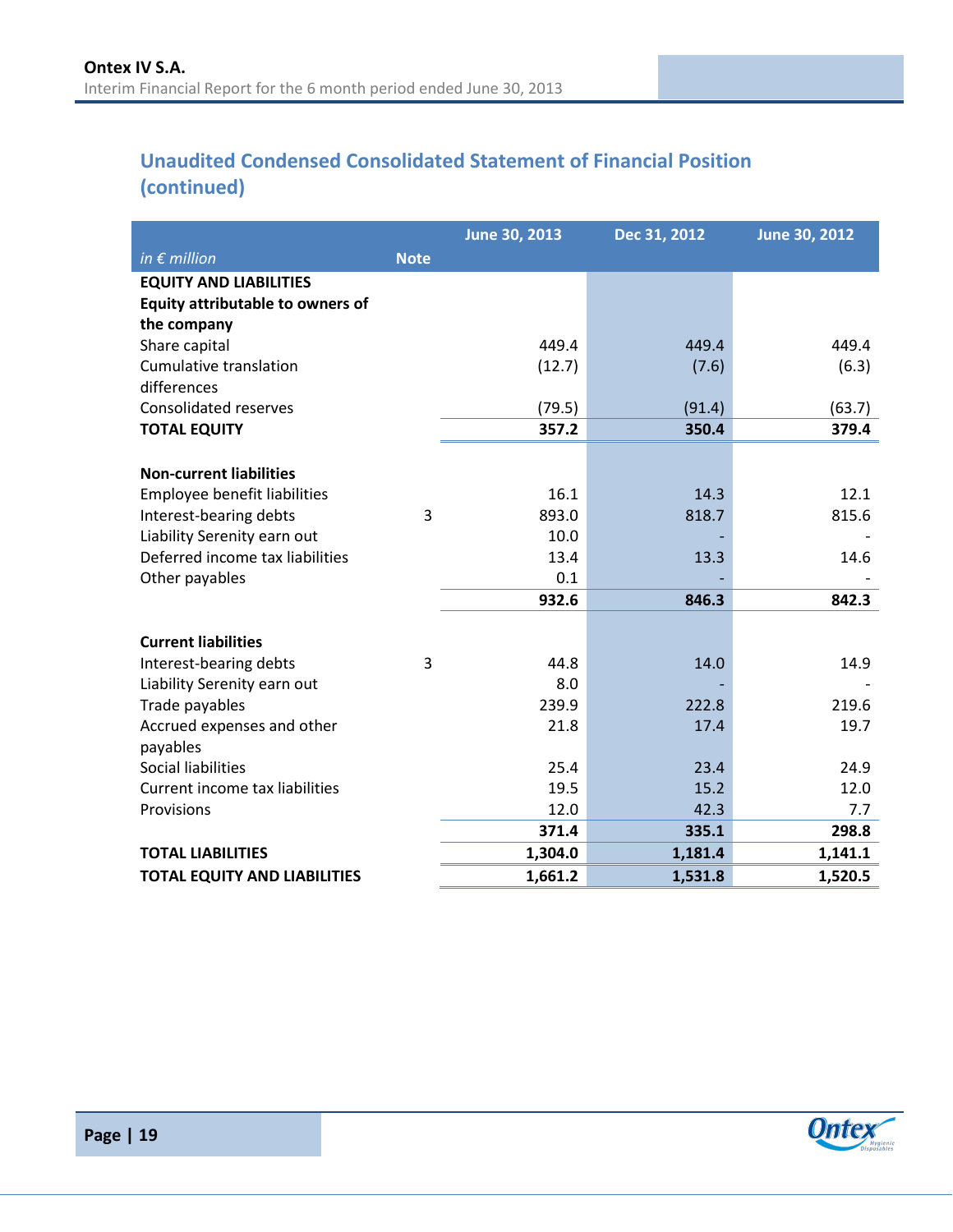## Unaudited Condensed Consolidated Statement of Financial Position (continued)

| *in € million* | Note | June 30, 2013 | Dec 31, 2012 | June 30, 2012 |
|---|---|---|---|---|
| **EQUITY AND LIABILITIES** | | | | |
| **Equity attributable to owners of the company** | | | | |
| Share capital | | 449.4 | 449.4 | 449.4 |
| Cumulative translation differences | | (12.7) | (7.6) | (6.3) |
| Consolidated reserves | | (79.5) | (91.4) | (63.7) |
| **TOTAL EQUITY** | | **357.2** | **350.4** | **379.4** |
| | | | | |
| **Non-current liabilities** | | | | |
| Employee benefit liabilities | | 16.1 | 14.3 | 12.1 |
| Interest-bearing debts | 3 | 893.0 | 818.7 | 815.6 |
| Liability Serenity earn out | | 10.0 | - | - |
| Deferred income tax liabilities | | 13.4 | 13.3 | 14.6 |
| Other payables | | 0.1 | - | - |
| | | **932.6** | **846.3** | **842.3** |
| | | | | |
| **Current liabilities** | | | | |
| Interest-bearing debts | 3 | 44.8 | 14.0 | 14.9 |
| Liability Serenity earn out | | 8.0 | - | - |
| Trade payables | | 239.9 | 222.8 | 219.6 |
| Accrued expenses and other payables | | 21.8 | 17.4 | 19.7 |
| Social liabilities | | 25.4 | 23.4 | 24.9 |
| Current income tax liabilities | | 19.5 | 15.2 | 12.0 |
| Provisions | | 12.0 | 42.3 | 7.7 |
| | | **371.4** | **335.1** | **298.8** |
| **TOTAL LIABILITIES** | | **1,304.0** | **1,181.4** | **1,141.1** |
| **TOTAL EQUITY AND LIABILITIES** | | **1,661.2** | **1,531.8** | **1,520.5** |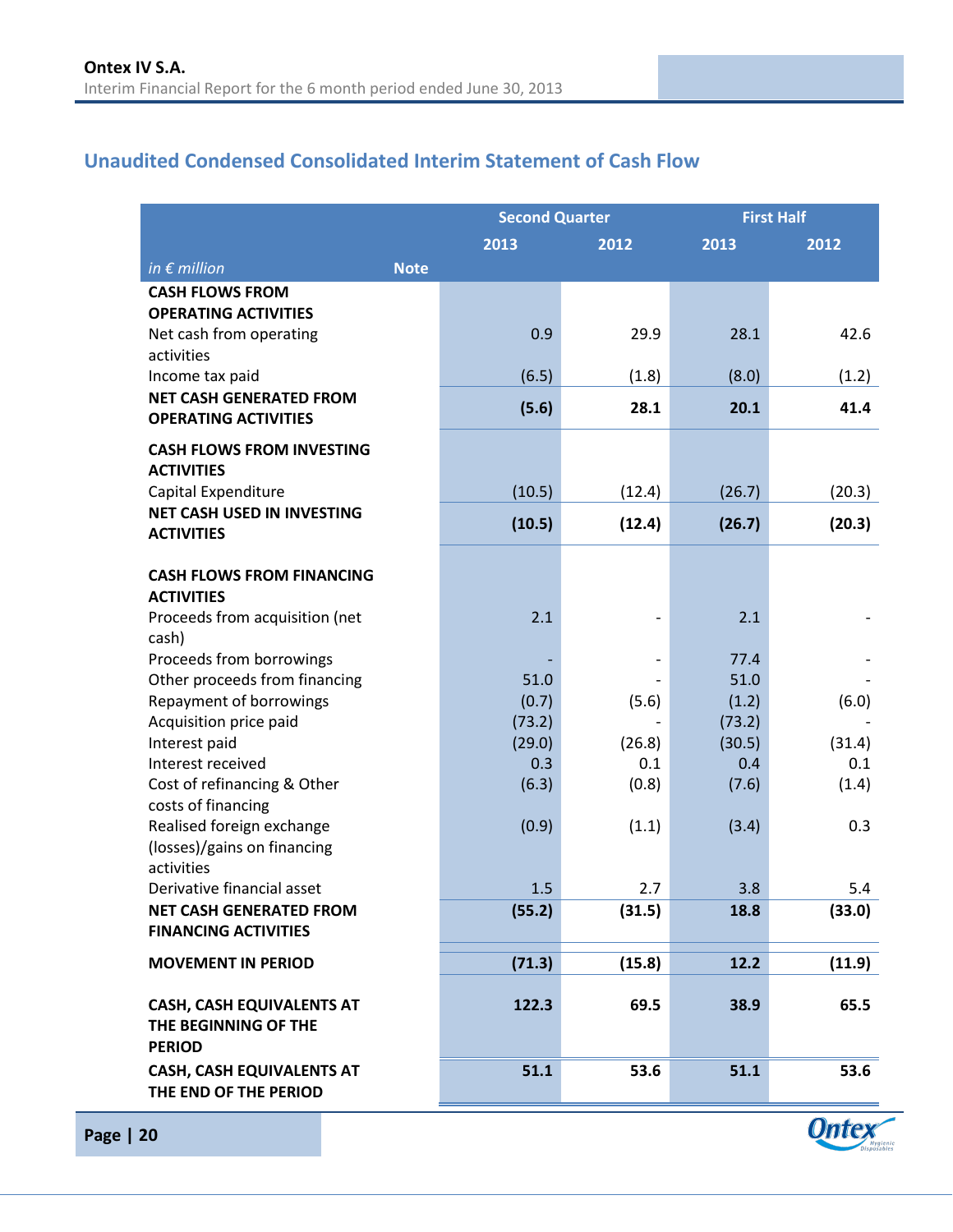## Unaudited Condensed Consolidated Interim Statement of Cash Flow

| | | Second Quarter | | First Half | |
|---|---|---|---|---|---|
| | | 2013 | 2012 | 2013 | 2012 |
| *in € million* | Note | | | | |
| **CASH FLOWS FROM OPERATING ACTIVITIES** | | | | | |
| Net cash from operating activities | | 0.9 | 29.9 | 28.1 | 42.6 |
| Income tax paid | | (6.5) | (1.8) | (8.0) | (1.2) |
| **NET CASH GENERATED FROM OPERATING ACTIVITIES** | | **(5.6)** | **28.1** | **20.1** | **41.4** |
| **CASH FLOWS FROM INVESTING ACTIVITIES** | | | | | |
| Capital Expenditure | | (10.5) | (12.4) | (26.7) | (20.3) |
| **NET CASH USED IN INVESTING ACTIVITIES** | | **(10.5)** | **(12.4)** | **(26.7)** | **(20.3)** |
| **CASH FLOWS FROM FINANCING ACTIVITIES** | | | | | |
| Proceeds from acquisition (net cash) | | 2.1 | - | 2.1 | - |
| Proceeds from borrowings | | - | - | 77.4 | - |
| Other proceeds from financing | | 51.0 | - | 51.0 | - |
| Repayment of borrowings | | (0.7) | (5.6) | (1.2) | (6.0) |
| Acquisition price paid | | (73.2) | - | (73.2) | - |
| Interest paid | | (29.0) | (26.8) | (30.5) | (31.4) |
| Interest received | | 0.3 | 0.1 | 0.4 | 0.1 |
| Cost of refinancing & Other costs of financing | | (6.3) | (0.8) | (7.6) | (1.4) |
| Realised foreign exchange (losses)/gains on financing activities | | (0.9) | (1.1) | (3.4) | 0.3 |
| Derivative financial asset | | 1.5 | 2.7 | 3.8 | 5.4 |
| **NET CASH GENERATED FROM FINANCING ACTIVITIES** | | **(55.2)** | **(31.5)** | **18.8** | **(33.0)** |
| **MOVEMENT IN PERIOD** | | **(71.3)** | **(15.8)** | **12.2** | **(11.9)** |
| **CASH, CASH EQUIVALENTS AT THE BEGINNING OF THE PERIOD** | | **122.3** | **69.5** | **38.9** | **65.5** |
| **CASH, CASH EQUIVALENTS AT THE END OF THE PERIOD** | | **51.1** | **53.6** | **51.1** | **53.6** |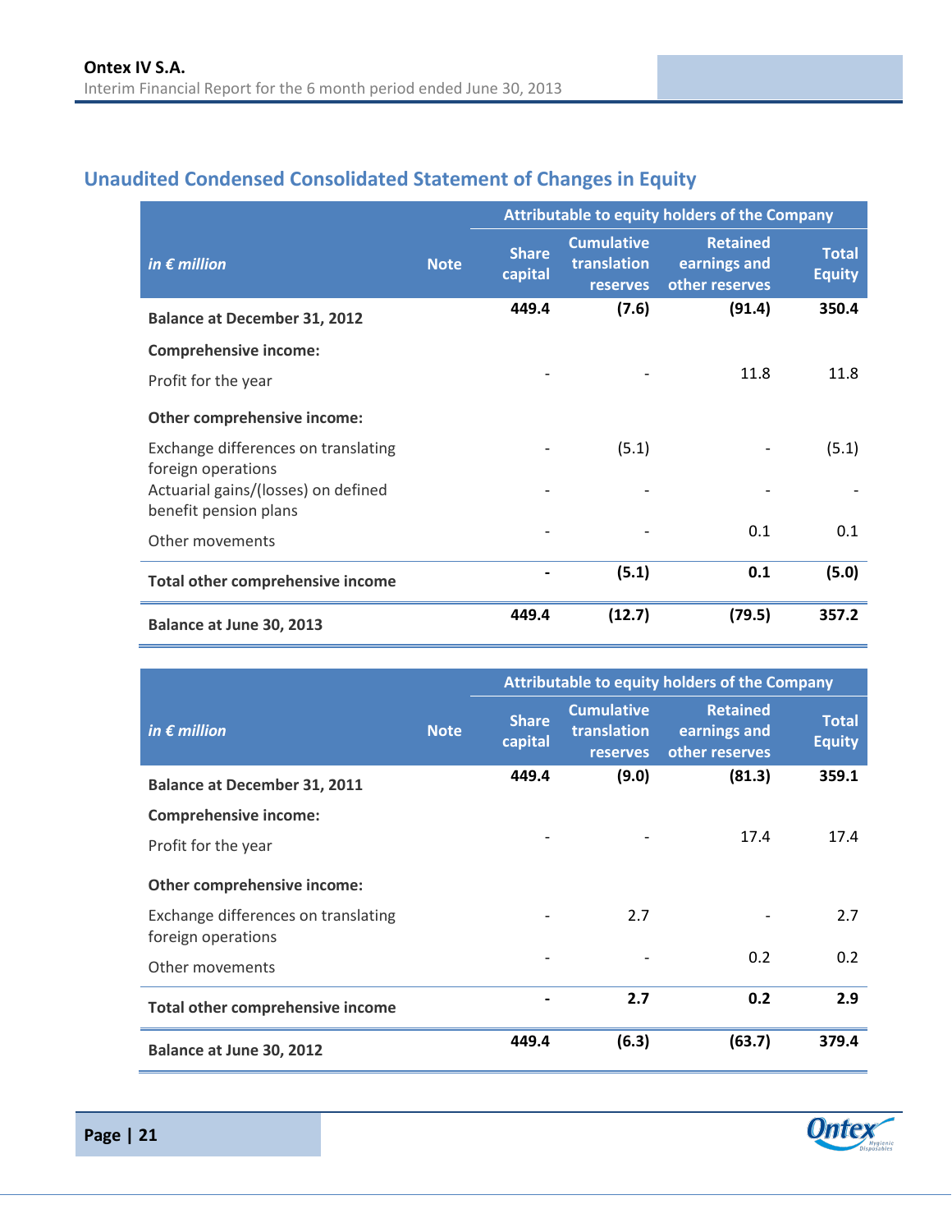## Unaudited Condensed Consolidated Statement of Changes in Equity

| *in € million* | Note | Attributable to equity holders of the Company | | | |
|---|---|---|---|---|---|
| | | Share capital | Cumulative translation reserves | Retained earnings and other reserves | Total Equity |
| **Balance at December 31, 2012** | | **449.4** | **(7.6)** | **(91.4)** | **350.4** |
| **Comprehensive income:** | | | | | |
| Profit for the year | | - | - | 11.8 | 11.8 |
| **Other comprehensive income:** | | | | | |
| Exchange differences on translating foreign operations | | - | (5.1) | - | (5.1) |
| Actuarial gains/(losses) on defined benefit pension plans | | - | - | - | - |
| Other movements | | - | - | 0.1 | 0.1 |
| **Total other comprehensive income** | | **-** | **(5.1)** | **0.1** | **(5.0)** |
| **Balance at June 30, 2013** | | **449.4** | **(12.7)** | **(79.5)** | **357.2** |

| *in € million* | Note | Attributable to equity holders of the Company | | | |
|---|---|---|---|---|---|
| | | Share capital | Cumulative translation reserves | Retained earnings and other reserves | Total Equity |
| **Balance at December 31, 2011** | | **449.4** | **(9.0)** | **(81.3)** | **359.1** |
| **Comprehensive income:** | | | | | |
| Profit for the year | | - | - | 17.4 | 17.4 |
| **Other comprehensive income:** | | | | | |
| Exchange differences on translating foreign operations | | - | 2.7 | - | 2.7 |
| Other movements | | - | - | 0.2 | 0.2 |
| **Total other comprehensive income** | | **-** | **2.7** | **0.2** | **2.9** |
| **Balance at June 30, 2012** | | **449.4** | **(6.3)** | **(63.7)** | **379.4** |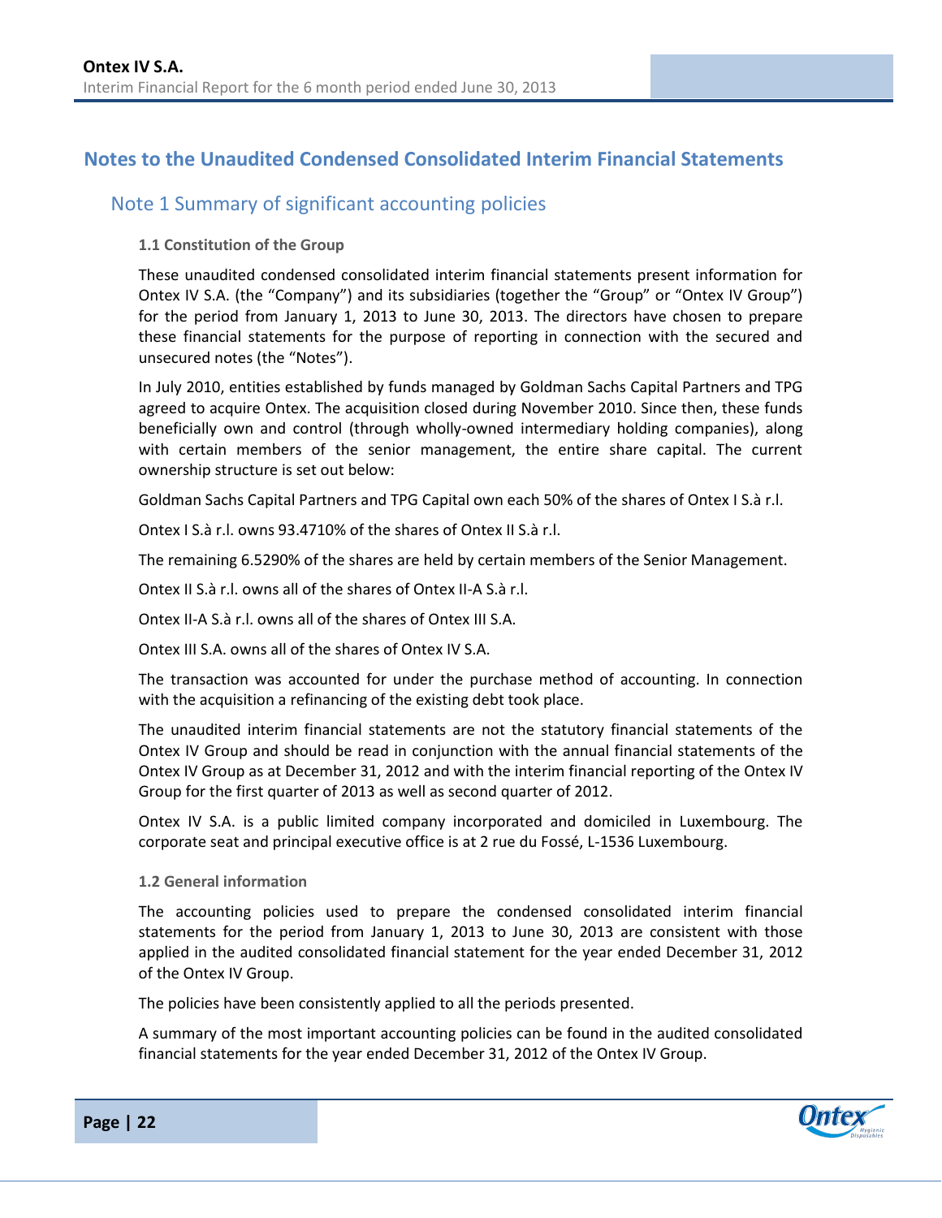# Notes to the Unaudited Condensed Consolidated Interim Financial Statements

## Note 1 Summary of significant accounting policies

### 1.1 Constitution of the Group

These unaudited condensed consolidated interim financial statements present information for Ontex IV S.A. (the "Company") and its subsidiaries (together the "Group" or "Ontex IV Group") for the period from January 1, 2013 to June 30, 2013. The directors have chosen to prepare these financial statements for the purpose of reporting in connection with the secured and unsecured notes (the "Notes").

In July 2010, entities established by funds managed by Goldman Sachs Capital Partners and TPG agreed to acquire Ontex. The acquisition closed during November 2010. Since then, these funds beneficially own and control (through wholly-owned intermediary holding companies), along with certain members of the senior management, the entire share capital. The current ownership structure is set out below:

Goldman Sachs Capital Partners and TPG Capital own each 50% of the shares of Ontex I S.à r.l.

Ontex I S.à r.l. owns 93.4710% of the shares of Ontex II S.à r.l.

The remaining 6.5290% of the shares are held by certain members of the Senior Management.

Ontex II S.à r.l. owns all of the shares of Ontex II-A S.à r.l.

Ontex II-A S.à r.l. owns all of the shares of Ontex III S.A.

Ontex III S.A. owns all of the shares of Ontex IV S.A.

The transaction was accounted for under the purchase method of accounting. In connection with the acquisition a refinancing of the existing debt took place.

The unaudited interim financial statements are not the statutory financial statements of the Ontex IV Group and should be read in conjunction with the annual financial statements of the Ontex IV Group as at December 31, 2012 and with the interim financial reporting of the Ontex IV Group for the first quarter of 2013 as well as second quarter of 2012.

Ontex IV S.A. is a public limited company incorporated and domiciled in Luxembourg. The corporate seat and principal executive office is at 2 rue du Fossé, L-1536 Luxembourg.

### 1.2 General information

The accounting policies used to prepare the condensed consolidated interim financial statements for the period from January 1, 2013 to June 30, 2013 are consistent with those applied in the audited consolidated financial statement for the year ended December 31, 2012 of the Ontex IV Group.

The policies have been consistently applied to all the periods presented.

A summary of the most important accounting policies can be found in the audited consolidated financial statements for the year ended December 31, 2012 of the Ontex IV Group.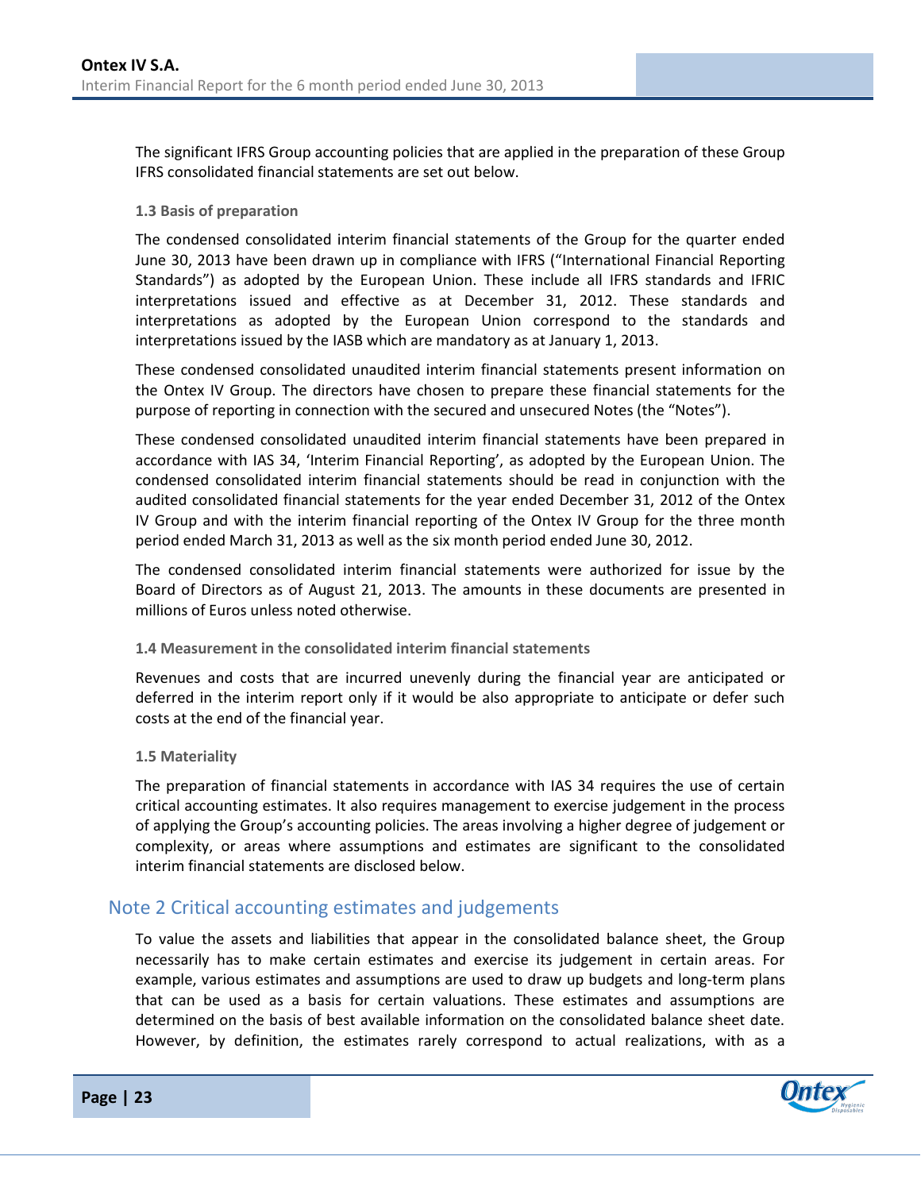The significant IFRS Group accounting policies that are applied in the preparation of these Group IFRS consolidated financial statements are set out below.

### 1.3 Basis of preparation

The condensed consolidated interim financial statements of the Group for the quarter ended June 30, 2013 have been drawn up in compliance with IFRS ("International Financial Reporting Standards") as adopted by the European Union. These include all IFRS standards and IFRIC interpretations issued and effective as at December 31, 2012. These standards and interpretations as adopted by the European Union correspond to the standards and interpretations issued by the IASB which are mandatory as at January 1, 2013.

These condensed consolidated unaudited interim financial statements present information on the Ontex IV Group. The directors have chosen to prepare these financial statements for the purpose of reporting in connection with the secured and unsecured Notes (the "Notes").

These condensed consolidated unaudited interim financial statements have been prepared in accordance with IAS 34, 'Interim Financial Reporting', as adopted by the European Union. The condensed consolidated interim financial statements should be read in conjunction with the audited consolidated financial statements for the year ended December 31, 2012 of the Ontex IV Group and with the interim financial reporting of the Ontex IV Group for the three month period ended March 31, 2013 as well as the six month period ended June 30, 2012.

The condensed consolidated interim financial statements were authorized for issue by the Board of Directors as of August 21, 2013. The amounts in these documents are presented in millions of Euros unless noted otherwise.

### 1.4 Measurement in the consolidated interim financial statements

Revenues and costs that are incurred unevenly during the financial year are anticipated or deferred in the interim report only if it would be also appropriate to anticipate or defer such costs at the end of the financial year.

### 1.5 Materiality

The preparation of financial statements in accordance with IAS 34 requires the use of certain critical accounting estimates. It also requires management to exercise judgement in the process of applying the Group's accounting policies. The areas involving a higher degree of judgement or complexity, or areas where assumptions and estimates are significant to the consolidated interim financial statements are disclosed below.

## Note 2 Critical accounting estimates and judgements

To value the assets and liabilities that appear in the consolidated balance sheet, the Group necessarily has to make certain estimates and exercise its judgement in certain areas. For example, various estimates and assumptions are used to draw up budgets and long-term plans that can be used as a basis for certain valuations. These estimates and assumptions are determined on the basis of best available information on the consolidated balance sheet date. However, by definition, the estimates rarely correspond to actual realizations, with as a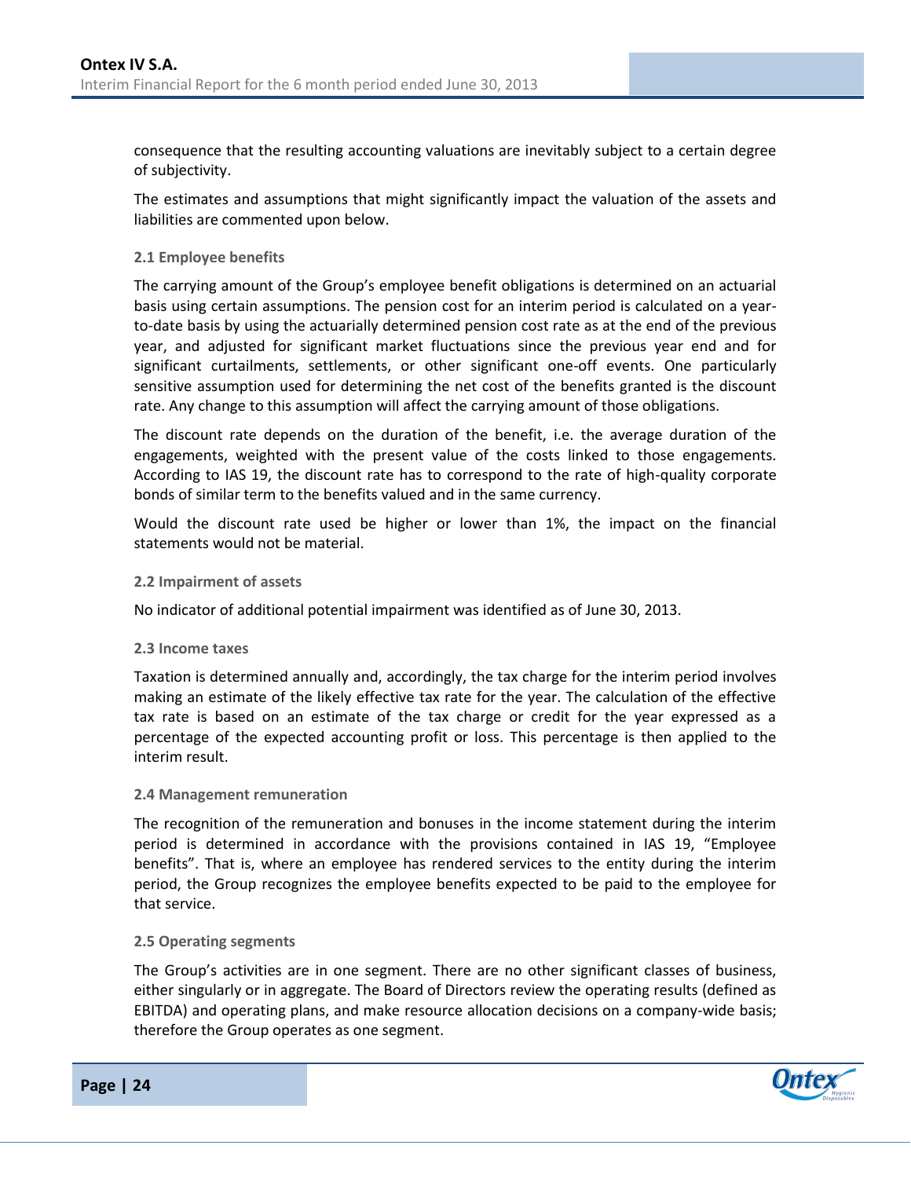consequence that the resulting accounting valuations are inevitably subject to a certain degree of subjectivity.

The estimates and assumptions that might significantly impact the valuation of the assets and liabilities are commented upon below.

### 2.1 Employee benefits

The carrying amount of the Group's employee benefit obligations is determined on an actuarial basis using certain assumptions. The pension cost for an interim period is calculated on a year-to-date basis by using the actuarially determined pension cost rate as at the end of the previous year, and adjusted for significant market fluctuations since the previous year end and for significant curtailments, settlements, or other significant one-off events. One particularly sensitive assumption used for determining the net cost of the benefits granted is the discount rate. Any change to this assumption will affect the carrying amount of those obligations.

The discount rate depends on the duration of the benefit, i.e. the average duration of the engagements, weighted with the present value of the costs linked to those engagements. According to IAS 19, the discount rate has to correspond to the rate of high-quality corporate bonds of similar term to the benefits valued and in the same currency.

Would the discount rate used be higher or lower than 1%, the impact on the financial statements would not be material.

### 2.2 Impairment of assets

No indicator of additional potential impairment was identified as of June 30, 2013.

### 2.3 Income taxes

Taxation is determined annually and, accordingly, the tax charge for the interim period involves making an estimate of the likely effective tax rate for the year. The calculation of the effective tax rate is based on an estimate of the tax charge or credit for the year expressed as a percentage of the expected accounting profit or loss. This percentage is then applied to the interim result.

### 2.4 Management remuneration

The recognition of the remuneration and bonuses in the income statement during the interim period is determined in accordance with the provisions contained in IAS 19, "Employee benefits". That is, where an employee has rendered services to the entity during the interim period, the Group recognizes the employee benefits expected to be paid to the employee for that service.

### 2.5 Operating segments

The Group's activities are in one segment. There are no other significant classes of business, either singularly or in aggregate. The Board of Directors review the operating results (defined as EBITDA) and operating plans, and make resource allocation decisions on a company-wide basis; therefore the Group operates as one segment.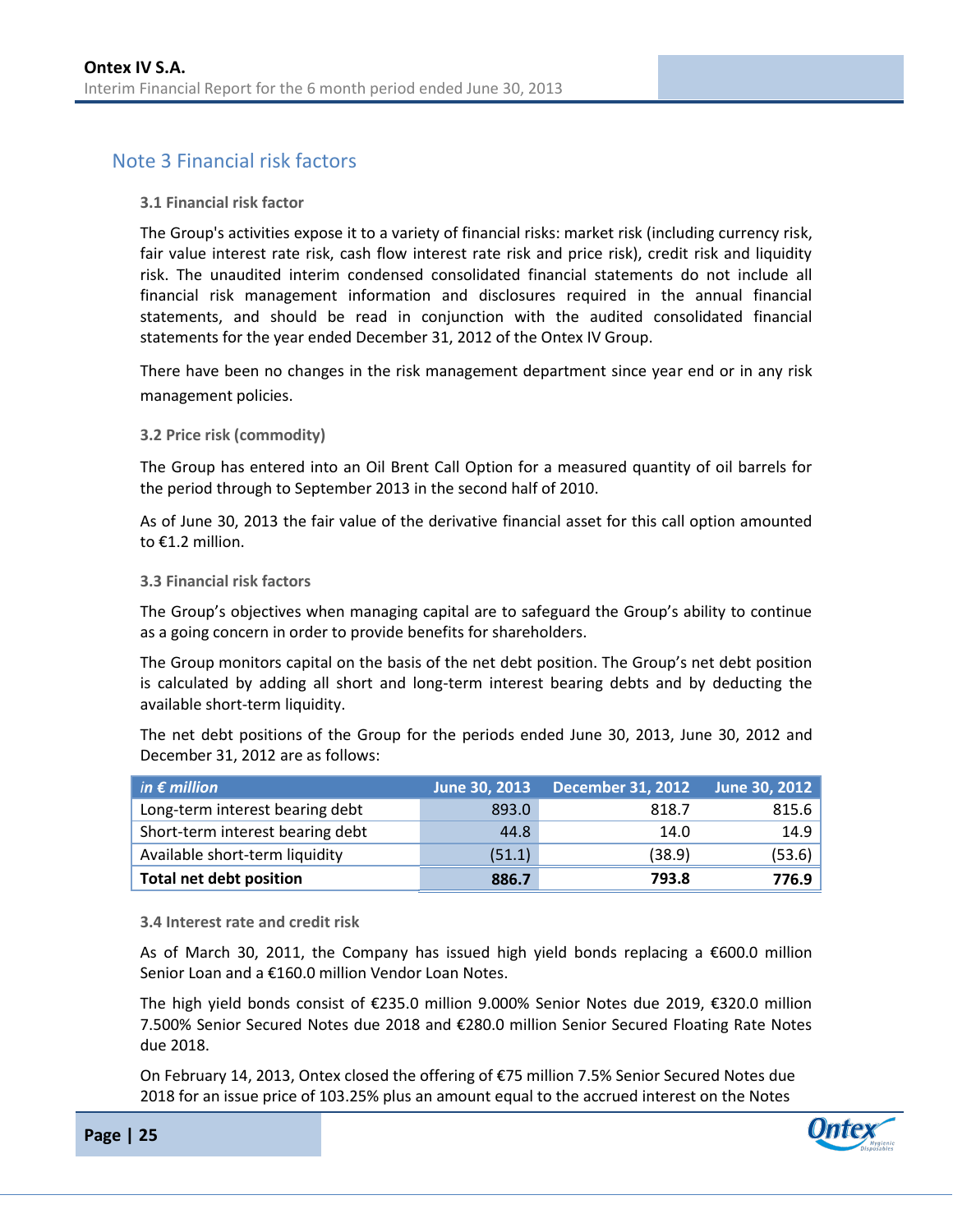## Note 3 Financial risk factors

### 3.1 Financial risk factor

The Group's activities expose it to a variety of financial risks: market risk (including currency risk, fair value interest rate risk, cash flow interest rate risk and price risk), credit risk and liquidity risk. The unaudited interim condensed consolidated financial statements do not include all financial risk management information and disclosures required in the annual financial statements, and should be read in conjunction with the audited consolidated financial statements for the year ended December 31, 2012 of the Ontex IV Group.

There have been no changes in the risk management department since year end or in any risk management policies.

### 3.2 Price risk (commodity)

The Group has entered into an Oil Brent Call Option for a measured quantity of oil barrels for the period through to September 2013 in the second half of 2010.

As of June 30, 2013 the fair value of the derivative financial asset for this call option amounted to €1.2 million.

### 3.3 Financial risk factors

The Group's objectives when managing capital are to safeguard the Group's ability to continue as a going concern in order to provide benefits for shareholders.

The Group monitors capital on the basis of the net debt position. The Group's net debt position is calculated by adding all short and long-term interest bearing debts and by deducting the available short-term liquidity.

The net debt positions of the Group for the periods ended June 30, 2013, June 30, 2012 and December 31, 2012 are as follows:

| *in € million* | June 30, 2013 | December 31, 2012 | June 30, 2012 |
|---|---|---|---|
| Long-term interest bearing debt | 893.0 | 818.7 | 815.6 |
| Short-term interest bearing debt | 44.8 | 14.0 | 14.9 |
| Available short-term liquidity | (51.1) | (38.9) | (53.6) |
| **Total net debt position** | **886.7** | **793.8** | **776.9** |

### 3.4 Interest rate and credit risk

As of March 30, 2011, the Company has issued high yield bonds replacing a €600.0 million Senior Loan and a €160.0 million Vendor Loan Notes.

The high yield bonds consist of €235.0 million 9.000% Senior Notes due 2019, €320.0 million 7.500% Senior Secured Notes due 2018 and €280.0 million Senior Secured Floating Rate Notes due 2018.

On February 14, 2013, Ontex closed the offering of €75 million 7.5% Senior Secured Notes due 2018 for an issue price of 103.25% plus an amount equal to the accrued interest on the Notes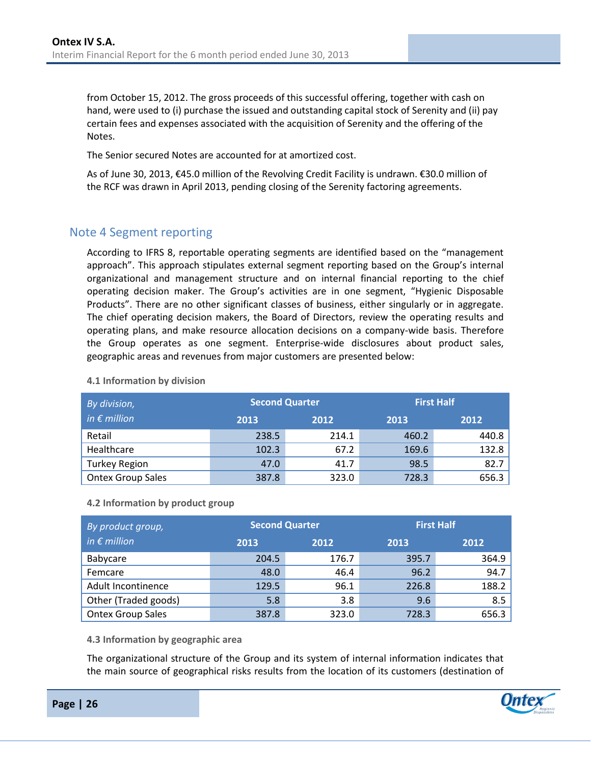from October 15, 2012. The gross proceeds of this successful offering, together with cash on hand, were used to (i) purchase the issued and outstanding capital stock of Serenity and (ii) pay certain fees and expenses associated with the acquisition of Serenity and the offering of the Notes.

The Senior secured Notes are accounted for at amortized cost.

As of June 30, 2013, €45.0 million of the Revolving Credit Facility is undrawn. €30.0 million of the RCF was drawn in April 2013, pending closing of the Serenity factoring agreements.

## Note 4 Segment reporting

According to IFRS 8, reportable operating segments are identified based on the "management approach". This approach stipulates external segment reporting based on the Group's internal organizational and management structure and on internal financial reporting to the chief operating decision maker. The Group's activities are in one segment, "Hygienic Disposable Products". There are no other significant classes of business, either singularly or in aggregate. The chief operating decision makers, the Board of Directors, review the operating results and operating plans, and make resource allocation decisions on a company-wide basis. Therefore the Group operates as one segment. Enterprise-wide disclosures about product sales, geographic areas and revenues from major customers are presented below:

### 4.1 Information by division

| *By division, in € million* | Second Quarter | | First Half | |
|---|---|---|---|---|
| | 2013 | 2012 | 2013 | 2012 |
| Retail | 238.5 | 214.1 | 460.2 | 440.8 |
| Healthcare | 102.3 | 67.2 | 169.6 | 132.8 |
| Turkey Region | 47.0 | 41.7 | 98.5 | 82.7 |
| Ontex Group Sales | 387.8 | 323.0 | 728.3 | 656.3 |

### 4.2 Information by product group

| *By product group, in € million* | Second Quarter | | First Half | |
|---|---|---|---|---|
| | 2013 | 2012 | 2013 | 2012 |
| Babycare | 204.5 | 176.7 | 395.7 | 364.9 |
| Femcare | 48.0 | 46.4 | 96.2 | 94.7 |
| Adult Incontinence | 129.5 | 96.1 | 226.8 | 188.2 |
| Other (Traded goods) | 5.8 | 3.8 | 9.6 | 8.5 |
| Ontex Group Sales | 387.8 | 323.0 | 728.3 | 656.3 |

### 4.3 Information by geographic area

The organizational structure of the Group and its system of internal information indicates that the main source of geographical risks results from the location of its customers (destination of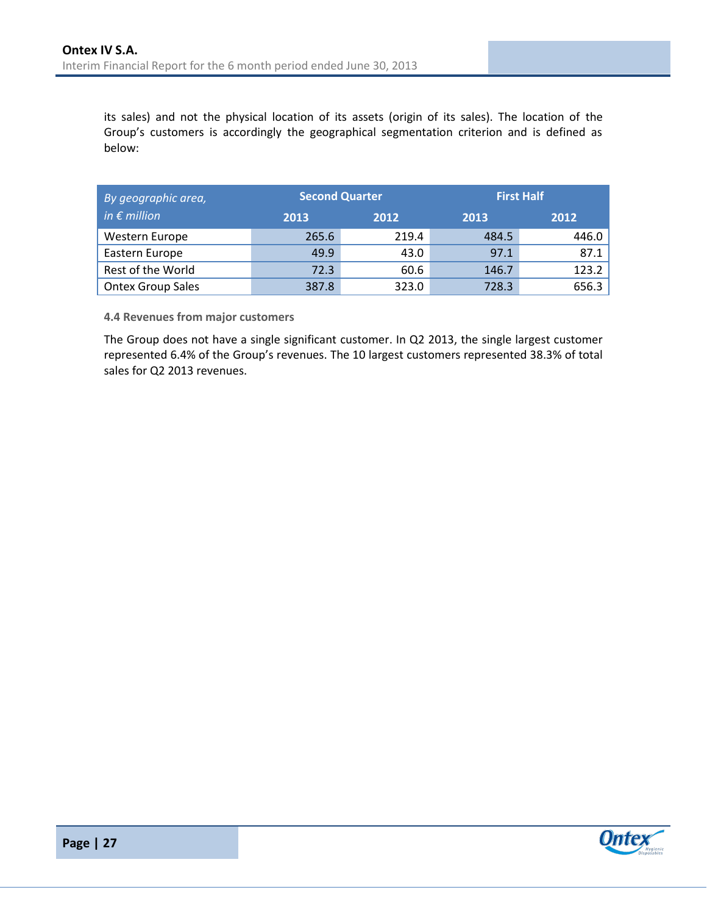its sales) and not the physical location of its assets (origin of its sales). The location of the Group's customers is accordingly the geographical segmentation criterion and is defined as below:

| *By geographic area, in € million* | Second Quarter | | First Half | |
|---|---|---|---|---|
| | 2013 | 2012 | 2013 | 2012 |
| Western Europe | 265.6 | 219.4 | 484.5 | 446.0 |
| Eastern Europe | 49.9 | 43.0 | 97.1 | 87.1 |
| Rest of the World | 72.3 | 60.6 | 146.7 | 123.2 |
| Ontex Group Sales | 387.8 | 323.0 | 728.3 | 656.3 |

#### 4.4 Revenues from major customers

The Group does not have a single significant customer. In Q2 2013, the single largest customer represented 6.4% of the Group's revenues. The 10 largest customers represented 38.3% of total sales for Q2 2013 revenues.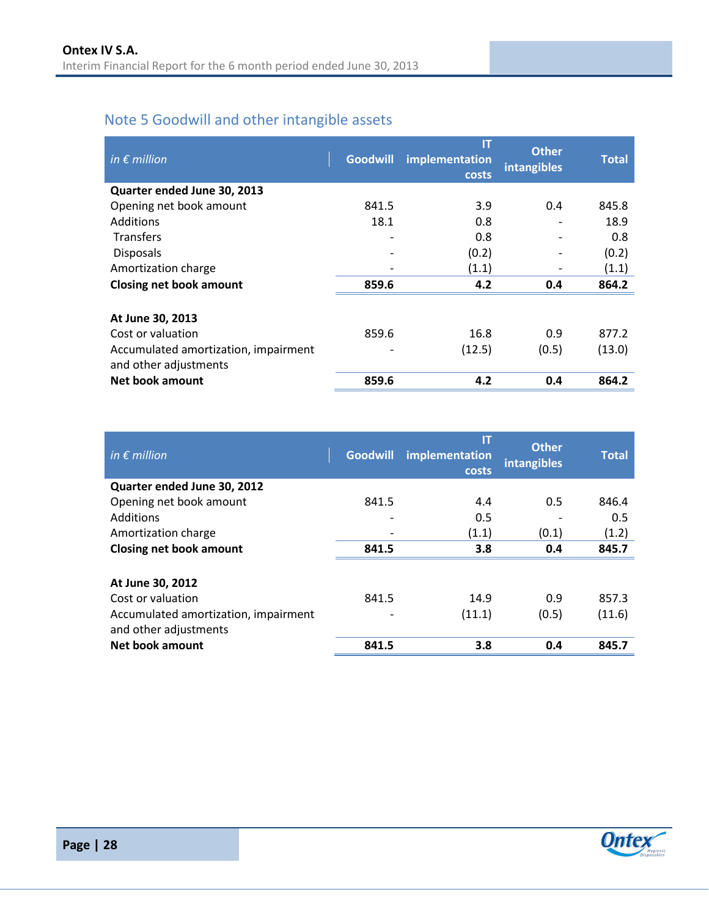## Note 5 Goodwill and other intangible assets

| *in € million* | Goodwill | IT implementation costs | Other intangibles | Total |
|---|---|---|---|---|
| **Quarter ended June 30, 2013** | | | | |
| Opening net book amount | 841.5 | 3.9 | 0.4 | 845.8 |
| Additions | 18.1 | 0.8 | - | 18.9 |
| Transfers | - | 0.8 | - | 0.8 |
| Disposals | - | (0.2) | - | (0.2) |
| Amortization charge | - | (1.1) | - | (1.1) |
| **Closing net book amount** | **859.6** | **4.2** | **0.4** | **864.2** |
| | | | | |
| **At June 30, 2013** | | | | |
| Cost or valuation | 859.6 | 16.8 | 0.9 | 877.2 |
| Accumulated amortization, impairment and other adjustments | - | (12.5) | (0.5) | (13.0) |
| **Net book amount** | **859.6** | **4.2** | **0.4** | **864.2** |

| *in € million* | Goodwill | IT implementation costs | Other intangibles | Total |
|---|---|---|---|---|
| **Quarter ended June 30, 2012** | | | | |
| Opening net book amount | 841.5 | 4.4 | 0.5 | 846.4 |
| Additions | - | 0.5 | - | 0.5 |
| Amortization charge | - | (1.1) | (0.1) | (1.2) |
| **Closing net book amount** | **841.5** | **3.8** | **0.4** | **845.7** |
| | | | | |
| **At June 30, 2012** | | | | |
| Cost or valuation | 841.5 | 14.9 | 0.9 | 857.3 |
| Accumulated amortization, impairment and other adjustments | - | (11.1) | (0.5) | (11.6) |
| **Net book amount** | **841.5** | **3.8** | **0.4** | **845.7** |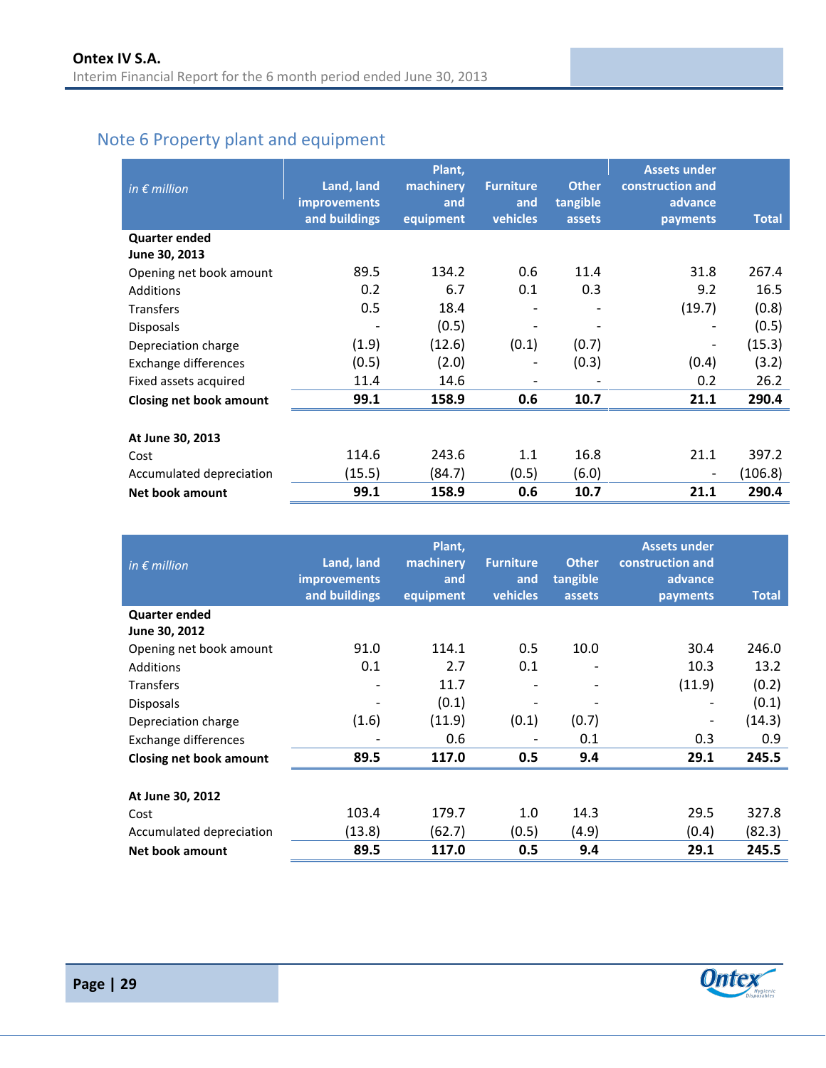## Note 6 Property plant and equipment

| *in € million* | Land, land improvements and buildings | Plant, machinery and equipment | Furniture and vehicles | Other tangible assets | Assets under construction and advance payments | Total |
|---|---|---|---|---|---|---|
| **Quarter ended June 30, 2013** | | | | | | |
| Opening net book amount | 89.5 | 134.2 | 0.6 | 11.4 | 31.8 | 267.4 |
| Additions | 0.2 | 6.7 | 0.1 | 0.3 | 9.2 | 16.5 |
| Transfers | 0.5 | 18.4 | - | - | (19.7) | (0.8) |
| Disposals | - | (0.5) | - | - | - | (0.5) |
| Depreciation charge | (1.9) | (12.6) | (0.1) | (0.7) | - | (15.3) |
| Exchange differences | (0.5) | (2.0) | - | (0.3) | (0.4) | (3.2) |
| Fixed assets acquired | 11.4 | 14.6 | - | - | 0.2 | 26.2 |
| **Closing net book amount** | **99.1** | **158.9** | **0.6** | **10.7** | **21.1** | **290.4** |
| | | | | | | |
| **At June 30, 2013** | | | | | | |
| Cost | 114.6 | 243.6 | 1.1 | 16.8 | 21.1 | 397.2 |
| Accumulated depreciation | (15.5) | (84.7) | (0.5) | (6.0) | - | (106.8) |
| **Net book amount** | **99.1** | **158.9** | **0.6** | **10.7** | **21.1** | **290.4** |

| *in € million* | Land, land improvements and buildings | Plant, machinery and equipment | Furniture and vehicles | Other tangible assets | Assets under construction and advance payments | Total |
|---|---|---|---|---|---|---|
| **Quarter ended June 30, 2012** | | | | | | |
| Opening net book amount | 91.0 | 114.1 | 0.5 | 10.0 | 30.4 | 246.0 |
| Additions | 0.1 | 2.7 | 0.1 | - | 10.3 | 13.2 |
| Transfers | - | 11.7 | - | - | (11.9) | (0.2) |
| Disposals | - | (0.1) | - | - | - | (0.1) |
| Depreciation charge | (1.6) | (11.9) | (0.1) | (0.7) | - | (14.3) |
| Exchange differences | - | 0.6 | - | 0.1 | 0.3 | 0.9 |
| **Closing net book amount** | **89.5** | **117.0** | **0.5** | **9.4** | **29.1** | **245.5** |
| | | | | | | |
| **At June 30, 2012** | | | | | | |
| Cost | 103.4 | 179.7 | 1.0 | 14.3 | 29.5 | 327.8 |
| Accumulated depreciation | (13.8) | (62.7) | (0.5) | (4.9) | (0.4) | (82.3) |
| **Net book amount** | **89.5** | **117.0** | **0.5** | **9.4** | **29.1** | **245.5** |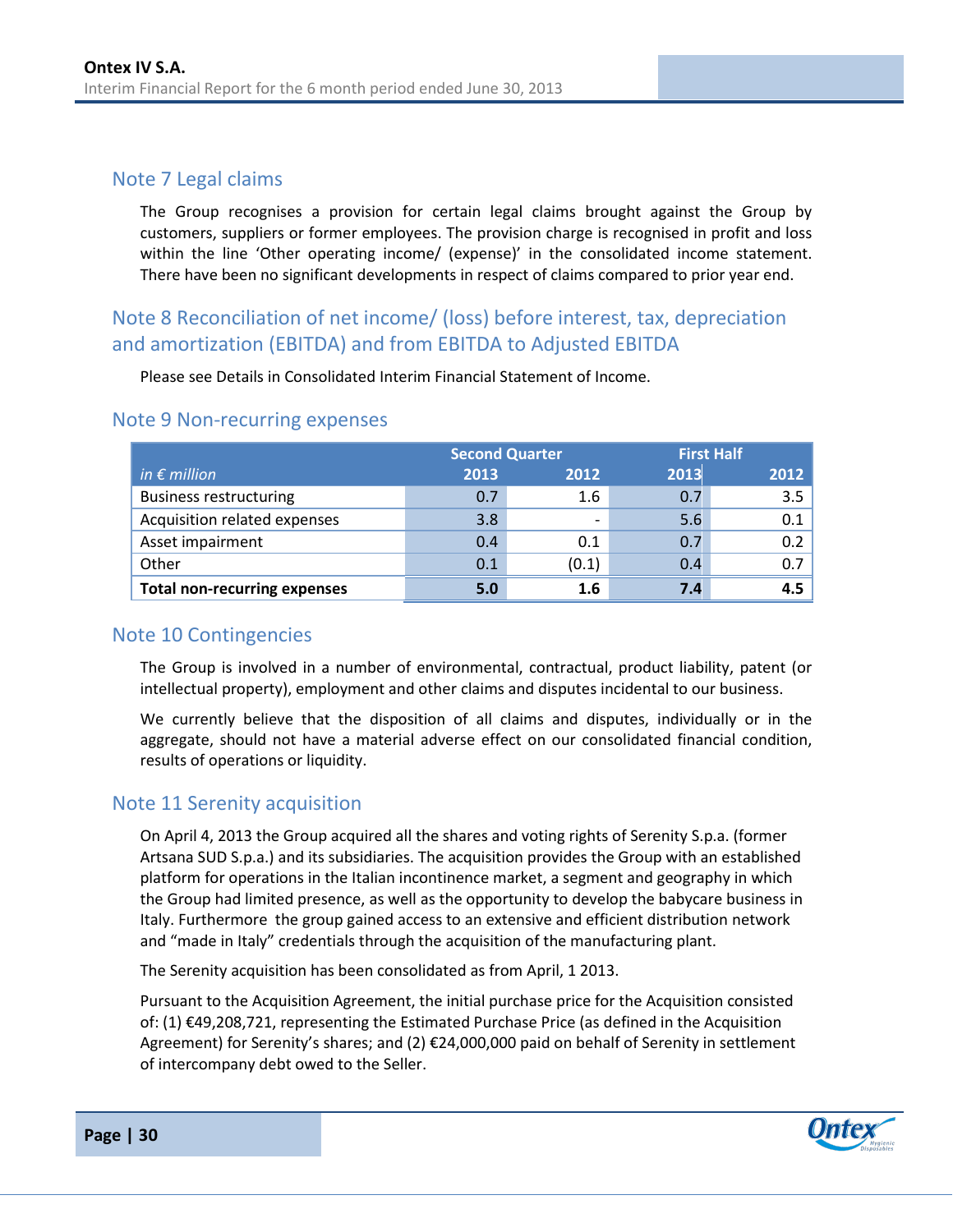## Note 7 Legal claims

The Group recognises a provision for certain legal claims brought against the Group by customers, suppliers or former employees. The provision charge is recognised in profit and loss within the line 'Other operating income/ (expense)' in the consolidated income statement. There have been no significant developments in respect of claims compared to prior year end.

## Note 8 Reconciliation of net income/ (loss) before interest, tax, depreciation and amortization (EBITDA) and from EBITDA to Adjusted EBITDA

Please see Details in Consolidated Interim Financial Statement of Income.

## Note 9 Non-recurring expenses

| | Second Quarter | | First Half | |
|---|---|---|---|---|
| *in € million* | 2013 | 2012 | 2013 | 2012 |
| Business restructuring | 0.7 | 1.6 | 0.7 | 3.5 |
| Acquisition related expenses | 3.8 | - | 5.6 | 0.1 |
| Asset impairment | 0.4 | 0.1 | 0.7 | 0.2 |
| Other | 0.1 | (0.1) | 0.4 | 0.7 |
| **Total non-recurring expenses** | **5.0** | **1.6** | **7.4** | **4.5** |

## Note 10 Contingencies

The Group is involved in a number of environmental, contractual, product liability, patent (or intellectual property), employment and other claims and disputes incidental to our business.

We currently believe that the disposition of all claims and disputes, individually or in the aggregate, should not have a material adverse effect on our consolidated financial condition, results of operations or liquidity.

## Note 11 Serenity acquisition

On April 4, 2013 the Group acquired all the shares and voting rights of Serenity S.p.a. (former Artsana SUD S.p.a.) and its subsidiaries. The acquisition provides the Group with an established platform for operations in the Italian incontinence market, a segment and geography in which the Group had limited presence, as well as the opportunity to develop the babycare business in Italy. Furthermore the group gained access to an extensive and efficient distribution network and "made in Italy" credentials through the acquisition of the manufacturing plant.

The Serenity acquisition has been consolidated as from April, 1 2013.

Pursuant to the Acquisition Agreement, the initial purchase price for the Acquisition consisted of: (1) €49,208,721, representing the Estimated Purchase Price (as defined in the Acquisition Agreement) for Serenity's shares; and (2) €24,000,000 paid on behalf of Serenity in settlement of intercompany debt owed to the Seller.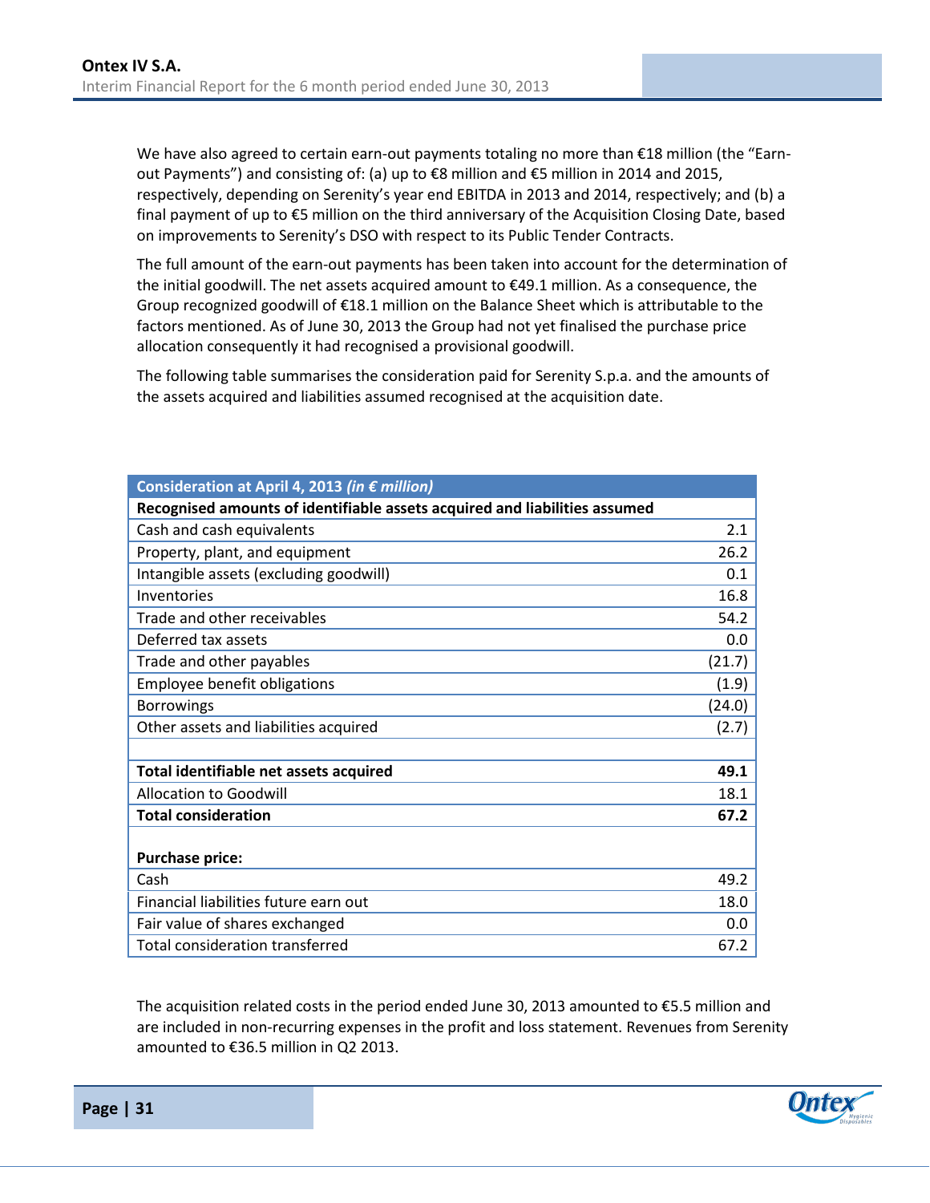We have also agreed to certain earn-out payments totaling no more than €18 million (the "Earn-out Payments") and consisting of: (a) up to €8 million and €5 million in 2014 and 2015, respectively, depending on Serenity's year end EBITDA in 2013 and 2014, respectively; and (b) a final payment of up to €5 million on the third anniversary of the Acquisition Closing Date, based on improvements to Serenity's DSO with respect to its Public Tender Contracts.

The full amount of the earn-out payments has been taken into account for the determination of the initial goodwill. The net assets acquired amount to €49.1 million. As a consequence, the Group recognized goodwill of €18.1 million on the Balance Sheet which is attributable to the factors mentioned. As of June 30, 2013 the Group had not yet finalised the purchase price allocation consequently it had recognised a provisional goodwill.

The following table summarises the consideration paid for Serenity S.p.a. and the amounts of the assets acquired and liabilities assumed recognised at the acquisition date.

| **Consideration at April 4, 2013** ***(in € million)*** | |
|---|---|
| **Recognised amounts of identifiable assets acquired and liabilities assumed** | |
| Cash and cash equivalents | 2.1 |
| Property, plant, and equipment | 26.2 |
| Intangible assets (excluding goodwill) | 0.1 |
| Inventories | 16.8 |
| Trade and other receivables | 54.2 |
| Deferred tax assets | 0.0 |
| Trade and other payables | (21.7) |
| Employee benefit obligations | (1.9) |
| Borrowings | (24.0) |
| Other assets and liabilities acquired | (2.7) |
| | |
| **Total identifiable net assets acquired** | **49.1** |
| Allocation to Goodwill | 18.1 |
| **Total consideration** | **67.2** |
| | |
| **Purchase price:** | |
| Cash | 49.2 |
| Financial liabilities future earn out | 18.0 |
| Fair value of shares exchanged | 0.0 |
| Total consideration transferred | 67.2 |

The acquisition related costs in the period ended June 30, 2013 amounted to €5.5 million and are included in non-recurring expenses in the profit and loss statement. Revenues from Serenity amounted to €36.5 million in Q2 2013.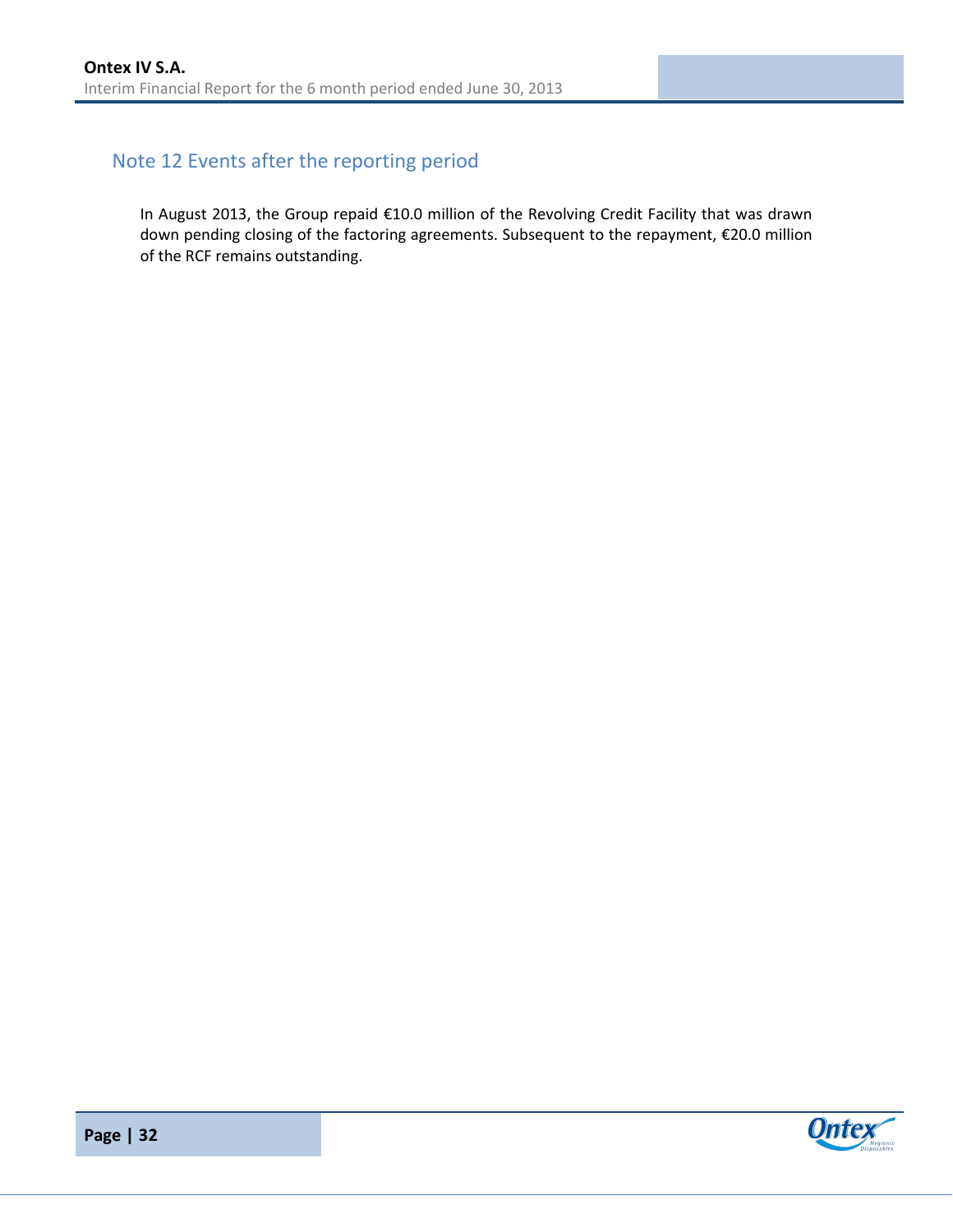## Note 12 Events after the reporting period

In August 2013, the Group repaid €10.0 million of the Revolving Credit Facility that was drawn down pending closing of the factoring agreements. Subsequent to the repayment, €20.0 million of the RCF remains outstanding.